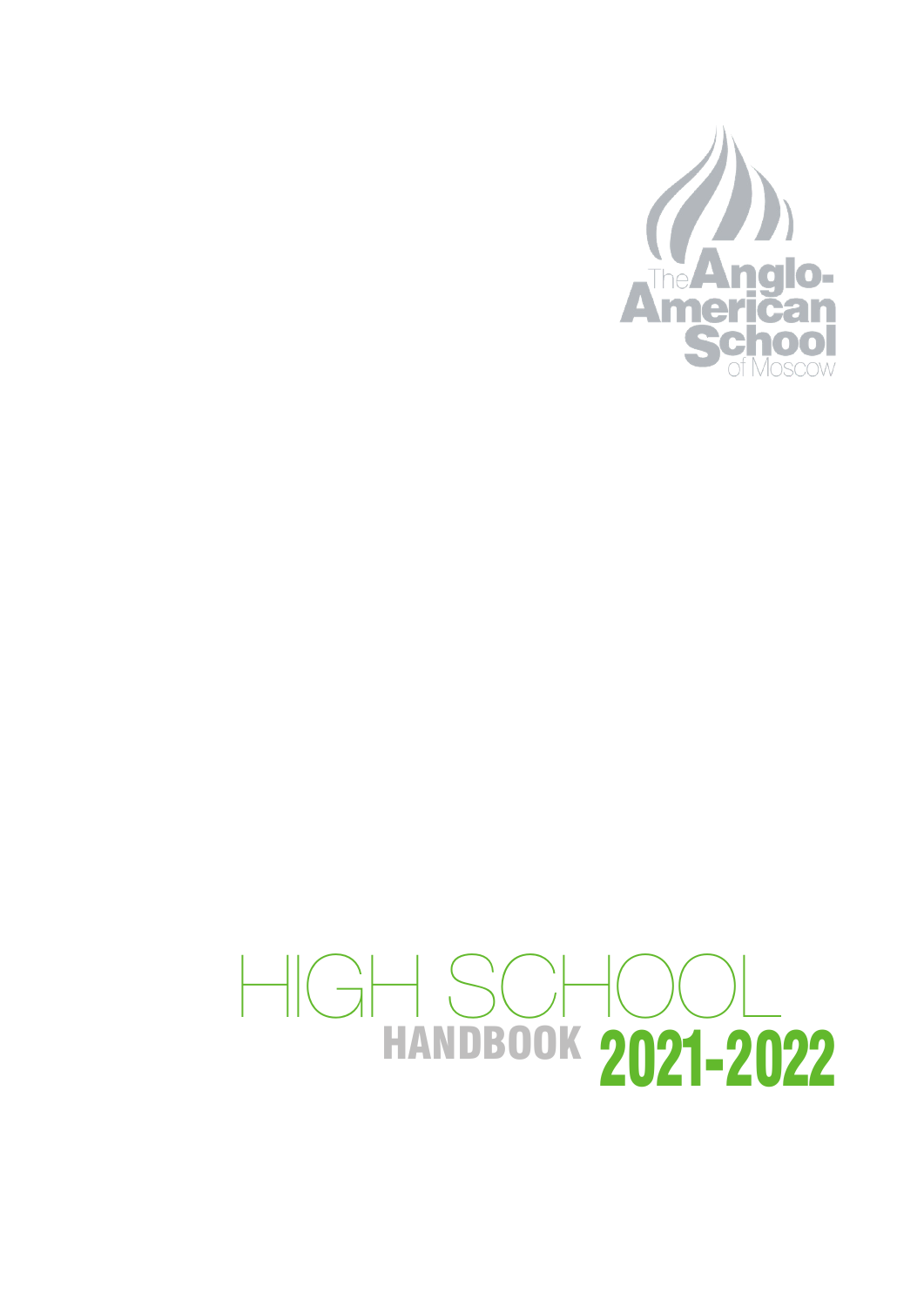The Anglo-American School of Moscow

# HIGH SCHOOL

## HANDBOOK 2021-2022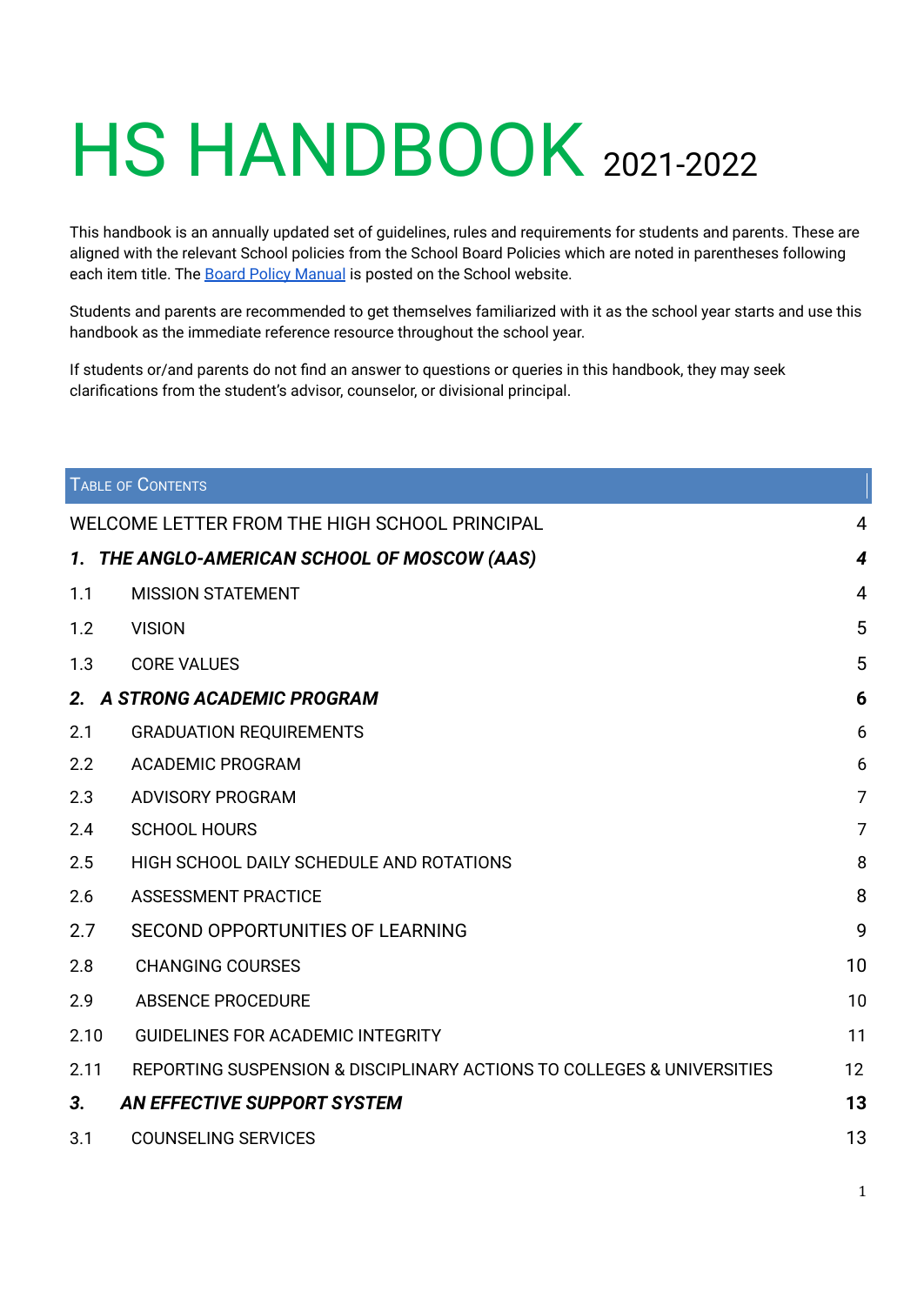# HS HANDBOOK 2021-2022

This handbook is an annually updated set of guidelines, rules and requirements for students and parents. These are aligned with the relevant School policies from the School Board Policies which are noted in parentheses following each item title. The [Board Policy Manual](#) is posted on the School website.

Students and parents are recommended to get themselves familiarized with it as the school year starts and use this handbook as the immediate reference resource throughout the school year.

If students or/and parents do not find an answer to questions or queries in this handbook, they may seek clarifications from the student's advisor, counselor, or divisional principal.

| Table of Contents | | |
|---|---|---|
| WELCOME LETTER FROM THE HIGH SCHOOL PRINCIPAL | | 4 |
| ***1.*** | ***THE ANGLO-AMERICAN SCHOOL OF MOSCOW (AAS)*** | ***4*** |
| 1.1 | MISSION STATEMENT | 4 |
| 1.2 | VISION | 5 |
| 1.3 | CORE VALUES | 5 |
| ***2.*** | ***A STRONG ACADEMIC PROGRAM*** | **6** |
| 2.1 | GRADUATION REQUIREMENTS | 6 |
| 2.2 | ACADEMIC PROGRAM | 6 |
| 2.3 | ADVISORY PROGRAM | 7 |
| 2.4 | SCHOOL HOURS | 7 |
| 2.5 | HIGH SCHOOL DAILY SCHEDULE AND ROTATIONS | 8 |
| 2.6 | ASSESSMENT PRACTICE | 8 |
| 2.7 | SECOND OPPORTUNITIES OF LEARNING | 9 |
| 2.8 | CHANGING COURSES | 10 |
| 2.9 | ABSENCE PROCEDURE | 10 |
| 2.10 | GUIDELINES FOR ACADEMIC INTEGRITY | 11 |
| 2.11 | REPORTING SUSPENSION & DISCIPLINARY ACTIONS TO COLLEGES & UNIVERSITIES | 12 |
| ***3.*** | ***AN EFFECTIVE SUPPORT SYSTEM*** | **13** |
| 3.1 | COUNSELING SERVICES | 13 |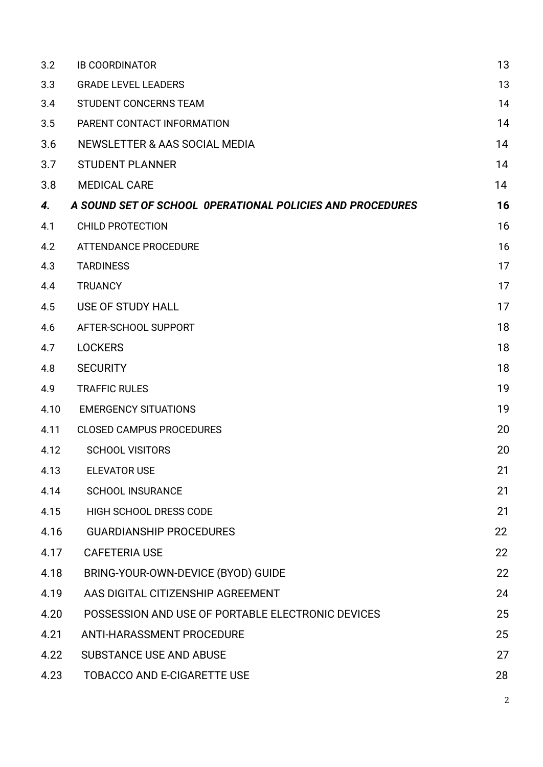| | | |
|---|---|---|
| 3.2 | IB COORDINATOR | 13 |
| 3.3 | GRADE LEVEL LEADERS | 13 |
| 3.4 | STUDENT CONCERNS TEAM | 14 |
| 3.5 | PARENT CONTACT INFORMATION | 14 |
| 3.6 | NEWSLETTER & AAS SOCIAL MEDIA | 14 |
| 3.7 | STUDENT PLANNER | 14 |
| 3.8 | MEDICAL CARE | 14 |
| ***4.*** | ***A SOUND SET OF SCHOOL 0PERATIONAL POLICIES AND PROCEDURES*** | **16** |
| 4.1 | CHILD PROTECTION | 16 |
| 4.2 | ATTENDANCE PROCEDURE | 16 |
| 4.3 | TARDINESS | 17 |
| 4.4 | TRUANCY | 17 |
| 4.5 | USE OF STUDY HALL | 17 |
| 4.6 | AFTER-SCHOOL SUPPORT | 18 |
| 4.7 | LOCKERS | 18 |
| 4.8 | SECURITY | 18 |
| 4.9 | TRAFFIC RULES | 19 |
| 4.10 | EMERGENCY SITUATIONS | 19 |
| 4.11 | CLOSED CAMPUS PROCEDURES | 20 |
| 4.12 | SCHOOL VISITORS | 20 |
| 4.13 | ELEVATOR USE | 21 |
| 4.14 | SCHOOL INSURANCE | 21 |
| 4.15 | HIGH SCHOOL DRESS CODE | 21 |
| 4.16 | GUARDIANSHIP PROCEDURES | 22 |
| 4.17 | CAFETERIA USE | 22 |
| 4.18 | BRING-YOUR-OWN-DEVICE (BYOD) GUIDE | 22 |
| 4.19 | AAS DIGITAL CITIZENSHIP AGREEMENT | 24 |
| 4.20 | POSSESSION AND USE OF PORTABLE ELECTRONIC DEVICES | 25 |
| 4.21 | ANTI-HARASSMENT PROCEDURE | 25 |
| 4.22 | SUBSTANCE USE AND ABUSE | 27 |
| 4.23 | TOBACCO AND E-CIGARETTE USE | 28 |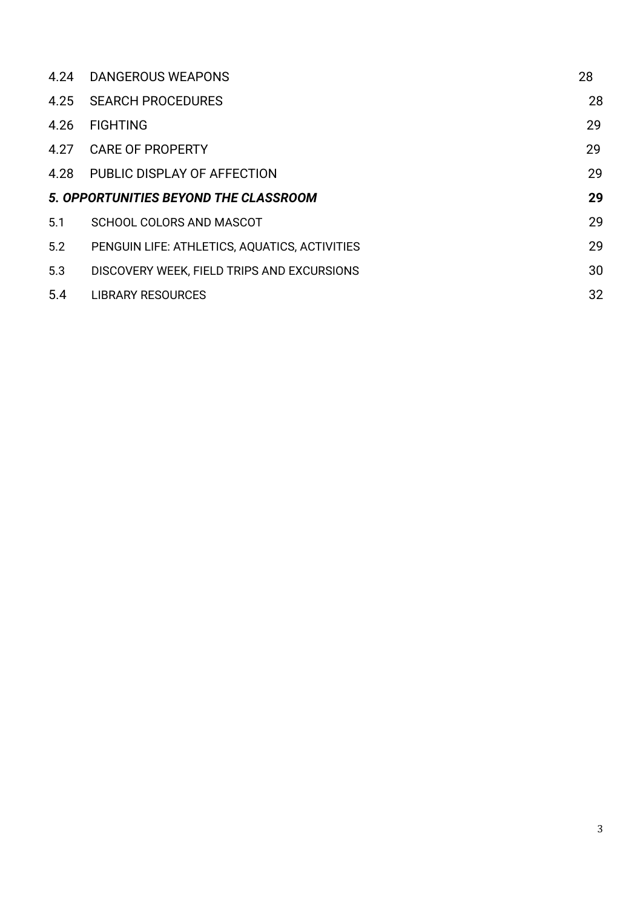| | | |
|---|---|---|
| 4.24 | DANGEROUS WEAPONS | 28 |
| 4.25 | SEARCH PROCEDURES | 28 |
| 4.26 | FIGHTING | 29 |
| 4.27 | CARE OF PROPERTY | 29 |
| 4.28 | PUBLIC DISPLAY OF AFFECTION | 29 |
| ***5. OPPORTUNITIES BEYOND THE CLASSROOM*** | | **29** |
| 5.1 | SCHOOL COLORS AND MASCOT | 29 |
| 5.2 | PENGUIN LIFE: ATHLETICS, AQUATICS, ACTIVITIES | 29 |
| 5.3 | DISCOVERY WEEK, FIELD TRIPS AND EXCURSIONS | 30 |
| 5.4 | LIBRARY RESOURCES | 32 |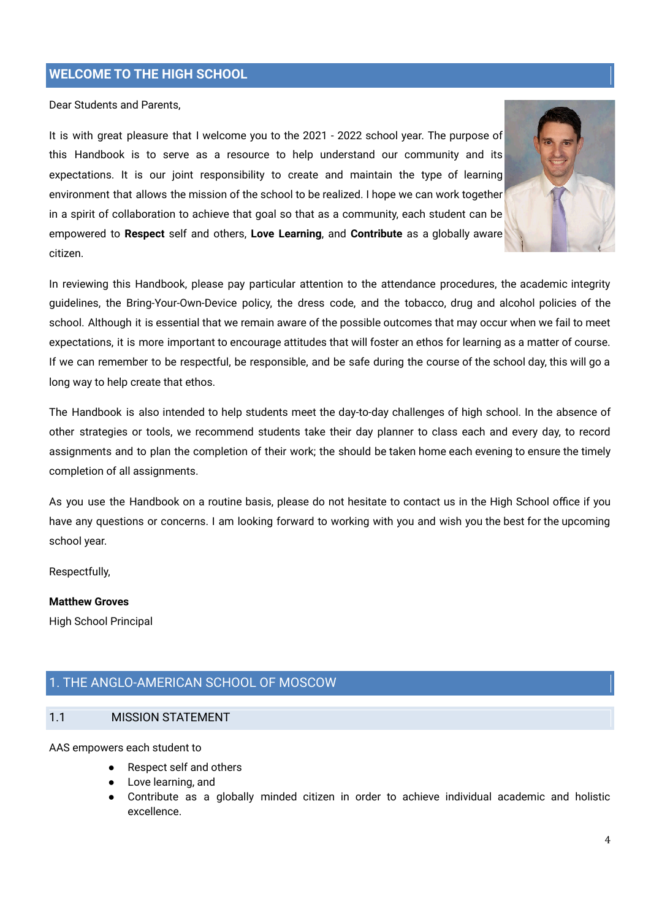## WELCOME TO THE HIGH SCHOOL

Dear Students and Parents,

It is with great pleasure that I welcome you to the 2021 - 2022 school year. The purpose of this Handbook is to serve as a resource to help understand our community and its expectations. It is our joint responsibility to create and maintain the type of learning environment that allows the mission of the school to be realized. I hope we can work together in a spirit of collaboration to achieve that goal so that as a community, each student can be empowered to **Respect** self and others, **Love Learning**, and **Contribute** as a globally aware citizen.

In reviewing this Handbook, please pay particular attention to the attendance procedures, the academic integrity guidelines, the Bring-Your-Own-Device policy, the dress code, and the tobacco, drug and alcohol policies of the school. Although it is essential that we remain aware of the possible outcomes that may occur when we fail to meet expectations, it is more important to encourage attitudes that will foster an ethos for learning as a matter of course. If we can remember to be respectful, be responsible, and be safe during the course of the school day, this will go a long way to help create that ethos.

The Handbook is also intended to help students meet the day-to-day challenges of high school. In the absence of other strategies or tools, we recommend students take their day planner to class each and every day, to record assignments and to plan the completion of their work; the should be taken home each evening to ensure the timely completion of all assignments.

As you use the Handbook on a routine basis, please do not hesitate to contact us in the High School office if you have any questions or concerns. I am looking forward to working with you and wish you the best for the upcoming school year.

Respectfully,

**Matthew Groves**
High School Principal

## 1. THE ANGLO-AMERICAN SCHOOL OF MOSCOW

### 1.1 MISSION STATEMENT

AAS empowers each student to

- Respect self and others
- Love learning, and
- Contribute as a globally minded citizen in order to achieve individual academic and holistic excellence.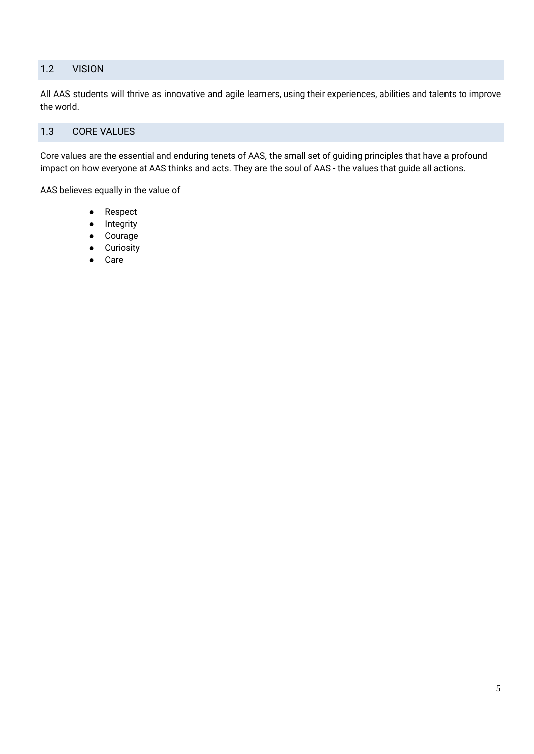## 1.2 VISION

All AAS students will thrive as innovative and agile learners, using their experiences, abilities and talents to improve the world.

## 1.3 CORE VALUES

Core values are the essential and enduring tenets of AAS, the small set of guiding principles that have a profound impact on how everyone at AAS thinks and acts. They are the soul of AAS - the values that guide all actions.

AAS believes equally in the value of

- Respect
- Integrity
- Courage
- Curiosity
- Care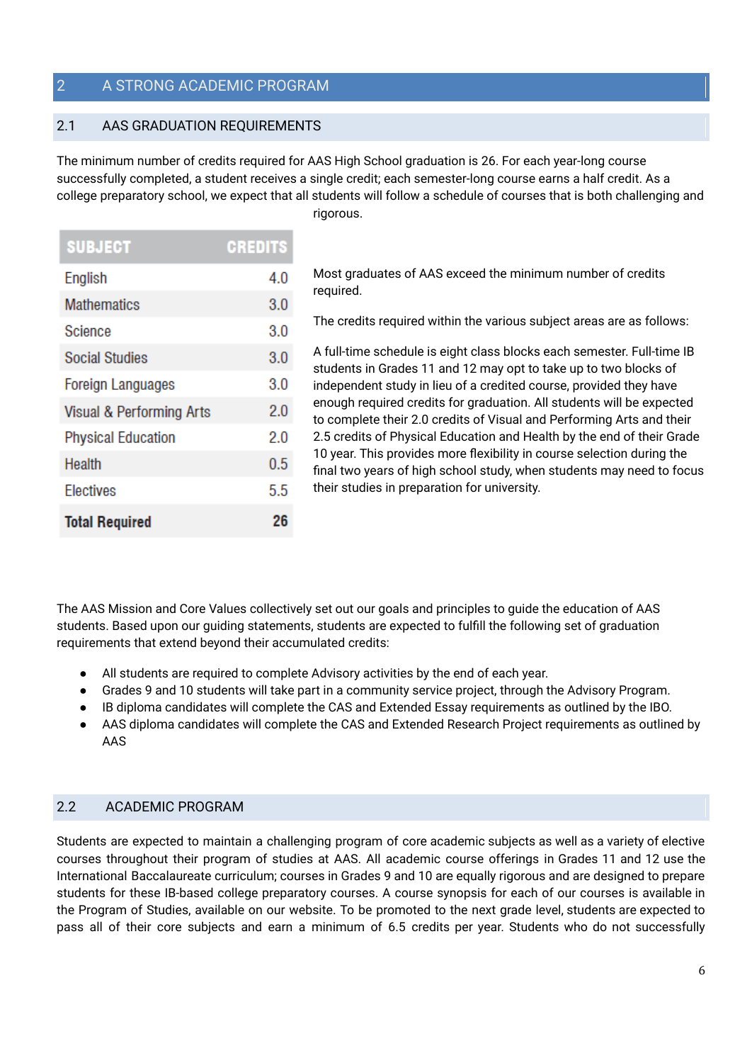# 2 A STRONG ACADEMIC PROGRAM

## 2.1 AAS GRADUATION REQUIREMENTS

The minimum number of credits required for AAS High School graduation is 26. For each year-long course successfully completed, a student receives a single credit; each semester-long course earns a half credit. As a college preparatory school, we expect that all students will follow a schedule of courses that is both challenging and rigorous.

Most graduates of AAS exceed the minimum number of credits required.

The credits required within the various subject areas are as follows:

| SUBJECT | CREDITS |
|---|---|
| English | 4.0 |
| Mathematics | 3.0 |
| Science | 3.0 |
| Social Studies | 3.0 |
| Foreign Languages | 3.0 |
| Visual & Performing Arts | 2.0 |
| Physical Education | 2.0 |
| Health | 0.5 |
| Electives | 5.5 |
| **Total Required** | **26** |

A full-time schedule is eight class blocks each semester. Full-time IB students in Grades 11 and 12 may opt to take up to two blocks of independent study in lieu of a credited course, provided they have enough required credits for graduation. All students will be expected to complete their 2.0 credits of Visual and Performing Arts and their 2.5 credits of Physical Education and Health by the end of their Grade 10 year. This provides more flexibility in course selection during the final two years of high school study, when students may need to focus their studies in preparation for university.

The AAS Mission and Core Values collectively set out our goals and principles to guide the education of AAS students. Based upon our guiding statements, students are expected to fulfill the following set of graduation requirements that extend beyond their accumulated credits:

- All students are required to complete Advisory activities by the end of each year.
- Grades 9 and 10 students will take part in a community service project, through the Advisory Program.
- IB diploma candidates will complete the CAS and Extended Essay requirements as outlined by the IBO.
- AAS diploma candidates will complete the CAS and Extended Research Project requirements as outlined by AAS

## 2.2 ACADEMIC PROGRAM

Students are expected to maintain a challenging program of core academic subjects as well as a variety of elective courses throughout their program of studies at AAS. All academic course offerings in Grades 11 and 12 use the International Baccalaureate curriculum; courses in Grades 9 and 10 are equally rigorous and are designed to prepare students for these IB-based college preparatory courses. A course synopsis for each of our courses is available in the Program of Studies, available on our website. To be promoted to the next grade level, students are expected to pass all of their core subjects and earn a minimum of 6.5 credits per year. Students who do not successfully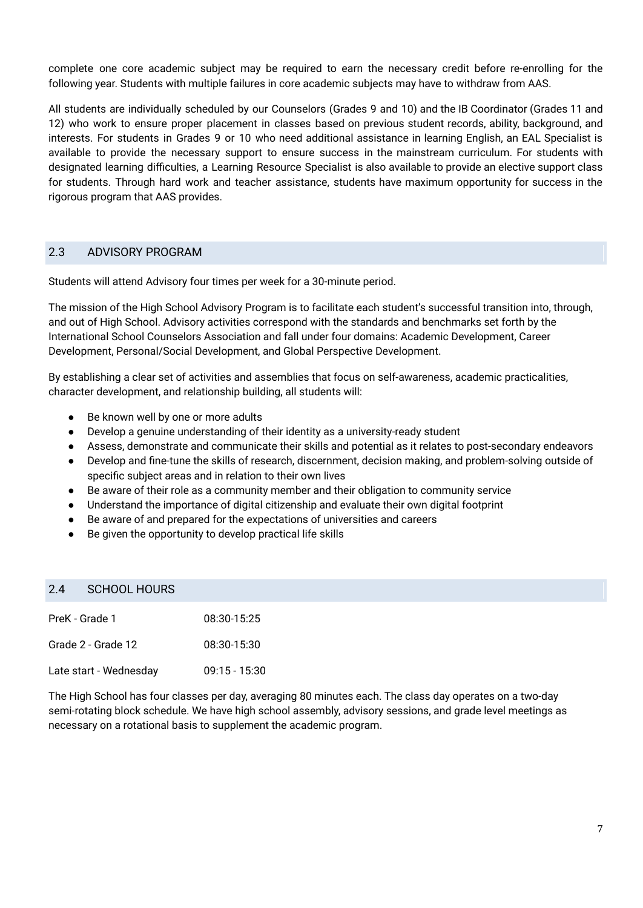complete one core academic subject may be required to earn the necessary credit before re-enrolling for the following year. Students with multiple failures in core academic subjects may have to withdraw from AAS.

All students are individually scheduled by our Counselors (Grades 9 and 10) and the IB Coordinator (Grades 11 and 12) who work to ensure proper placement in classes based on previous student records, ability, background, and interests. For students in Grades 9 or 10 who need additional assistance in learning English, an EAL Specialist is available to provide the necessary support to ensure success in the mainstream curriculum. For students with designated learning difficulties, a Learning Resource Specialist is also available to provide an elective support class for students. Through hard work and teacher assistance, students have maximum opportunity for success in the rigorous program that AAS provides.

## 2.3 ADVISORY PROGRAM

Students will attend Advisory four times per week for a 30-minute period.

The mission of the High School Advisory Program is to facilitate each student's successful transition into, through, and out of High School. Advisory activities correspond with the standards and benchmarks set forth by the International School Counselors Association and fall under four domains: Academic Development, Career Development, Personal/Social Development, and Global Perspective Development.

By establishing a clear set of activities and assemblies that focus on self-awareness, academic practicalities, character development, and relationship building, all students will:

- Be known well by one or more adults
- Develop a genuine understanding of their identity as a university-ready student
- Assess, demonstrate and communicate their skills and potential as it relates to post-secondary endeavors
- Develop and fine-tune the skills of research, discernment, decision making, and problem-solving outside of specific subject areas and in relation to their own lives
- Be aware of their role as a community member and their obligation to community service
- Understand the importance of digital citizenship and evaluate their own digital footprint
- Be aware of and prepared for the expectations of universities and careers
- Be given the opportunity to develop practical life skills

## 2.4 SCHOOL HOURS

| | |
|---|---|
| PreK - Grade 1 | 08:30-15:25 |
| Grade 2 - Grade 12 | 08:30-15:30 |
| Late start - Wednesday | 09:15 - 15:30 |

The High School has four classes per day, averaging 80 minutes each. The class day operates on a two-day semi-rotating block schedule. We have high school assembly, advisory sessions, and grade level meetings as necessary on a rotational basis to supplement the academic program.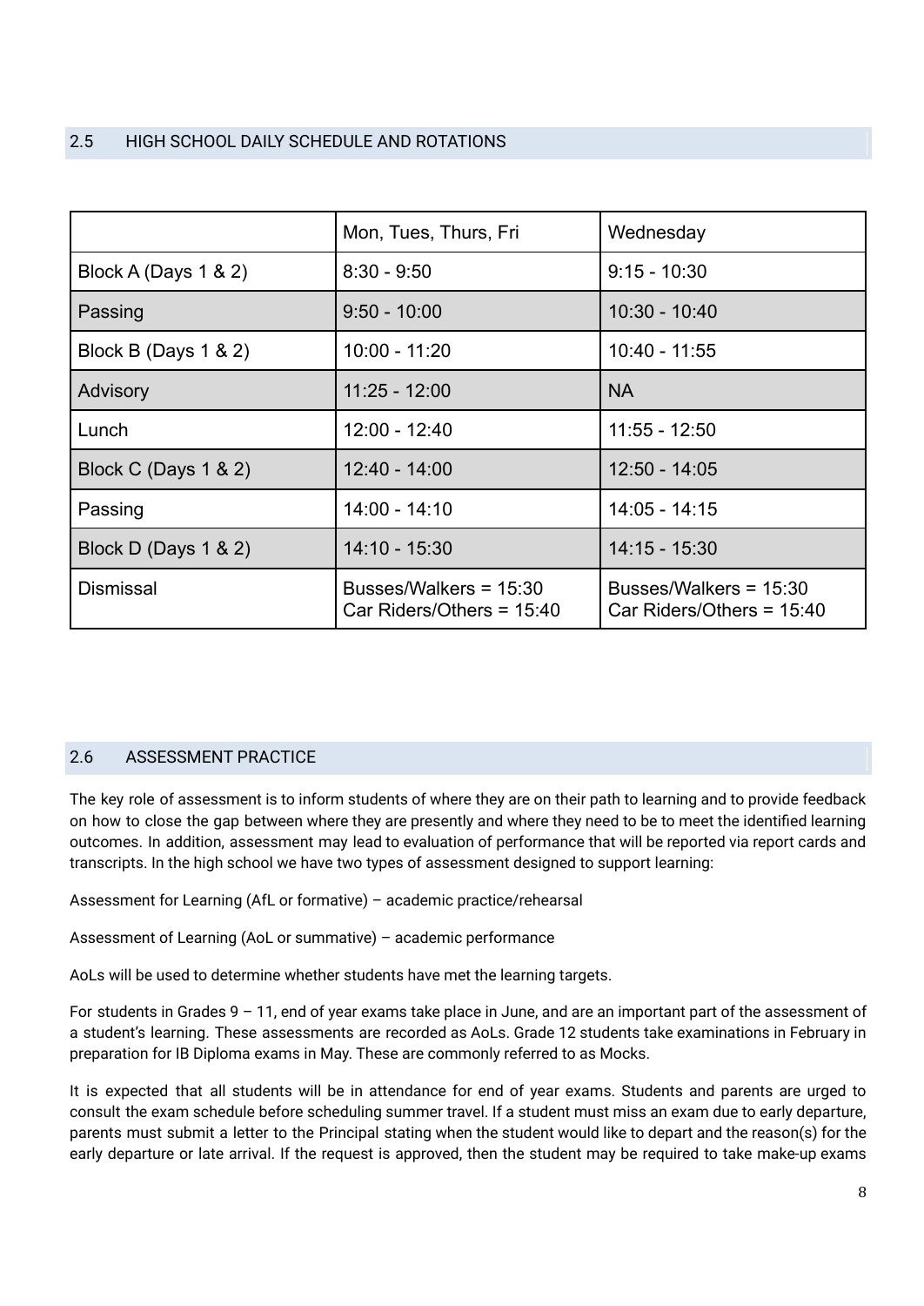## 2.5 HIGH SCHOOL DAILY SCHEDULE AND ROTATIONS

| | Mon, Tues, Thurs, Fri | Wednesday |
|---|---|---|
| Block A (Days 1 & 2) | 8:30 - 9:50 | 9:15 - 10:30 |
| Passing | 9:50 - 10:00 | 10:30 - 10:40 |
| Block B (Days 1 & 2) | 10:00 - 11:20 | 10:40 - 11:55 |
| Advisory | 11:25 - 12:00 | NA |
| Lunch | 12:00 - 12:40 | 11:55 - 12:50 |
| Block C (Days 1 & 2) | 12:40 - 14:00 | 12:50 - 14:05 |
| Passing | 14:00 - 14:10 | 14:05 - 14:15 |
| Block D (Days 1 & 2) | 14:10 - 15:30 | 14:15 - 15:30 |
| Dismissal | Busses/Walkers = 15:30<br>Car Riders/Others = 15:40 | Busses/Walkers = 15:30<br>Car Riders/Others = 15:40 |

## 2.6 ASSESSMENT PRACTICE

The key role of assessment is to inform students of where they are on their path to learning and to provide feedback on how to close the gap between where they are presently and where they need to be to meet the identified learning outcomes. In addition, assessment may lead to evaluation of performance that will be reported via report cards and transcripts. In the high school we have two types of assessment designed to support learning:

Assessment for Learning (AfL or formative) – academic practice/rehearsal

Assessment of Learning (AoL or summative) – academic performance

AoLs will be used to determine whether students have met the learning targets.

For students in Grades 9 – 11, end of year exams take place in June, and are an important part of the assessment of a student's learning. These assessments are recorded as AoLs. Grade 12 students take examinations in February in preparation for IB Diploma exams in May. These are commonly referred to as Mocks.

It is expected that all students will be in attendance for end of year exams. Students and parents are urged to consult the exam schedule before scheduling summer travel. If a student must miss an exam due to early departure, parents must submit a letter to the Principal stating when the student would like to depart and the reason(s) for the early departure or late arrival. If the request is approved, then the student may be required to take make-up exams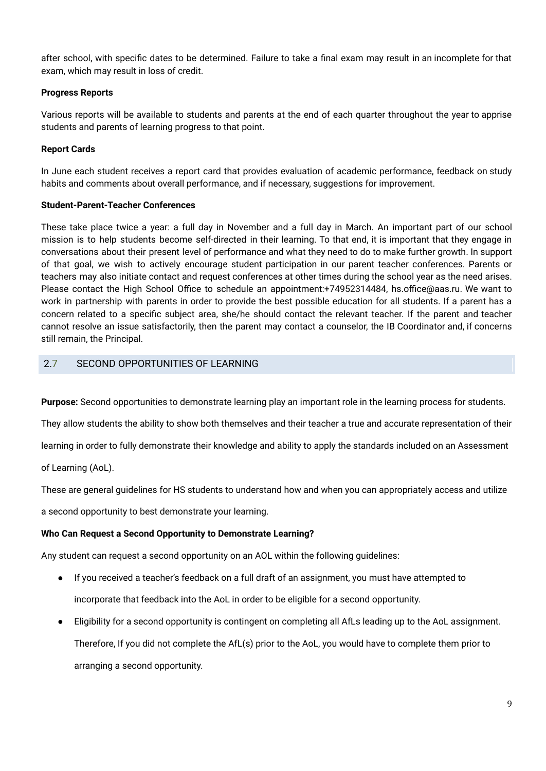after school, with specific dates to be determined. Failure to take a final exam may result in an incomplete for that exam, which may result in loss of credit.

**Progress Reports**

Various reports will be available to students and parents at the end of each quarter throughout the year to apprise students and parents of learning progress to that point.

**Report Cards**

In June each student receives a report card that provides evaluation of academic performance, feedback on study habits and comments about overall performance, and if necessary, suggestions for improvement.

**Student-Parent-Teacher Conferences**

These take place twice a year: a full day in November and a full day in March. An important part of our school mission is to help students become self-directed in their learning. To that end, it is important that they engage in conversations about their present level of performance and what they need to do to make further growth. In support of that goal, we wish to actively encourage student participation in our parent teacher conferences. Parents or teachers may also initiate contact and request conferences at other times during the school year as the need arises. Please contact the High School Office to schedule an appointment:+74952314484, hs.office@aas.ru. We want to work in partnership with parents in order to provide the best possible education for all students. If a parent has a concern related to a specific subject area, she/he should contact the relevant teacher. If the parent and teacher cannot resolve an issue satisfactorily, then the parent may contact a counselor, the IB Coordinator and, if concerns still remain, the Principal.

## 2.7 SECOND OPPORTUNITIES OF LEARNING

**Purpose:** Second opportunities to demonstrate learning play an important role in the learning process for students. They allow students the ability to show both themselves and their teacher a true and accurate representation of their learning in order to fully demonstrate their knowledge and ability to apply the standards included on an Assessment of Learning (AoL).

These are general guidelines for HS students to understand how and when you can appropriately access and utilize a second opportunity to best demonstrate your learning.

**Who Can Request a Second Opportunity to Demonstrate Learning?**

Any student can request a second opportunity on an AOL within the following guidelines:

- If you received a teacher's feedback on a full draft of an assignment, you must have attempted to incorporate that feedback into the AoL in order to be eligible for a second opportunity.
- Eligibility for a second opportunity is contingent on completing all AfLs leading up to the AoL assignment. Therefore, If you did not complete the AfL(s) prior to the AoL, you would have to complete them prior to arranging a second opportunity.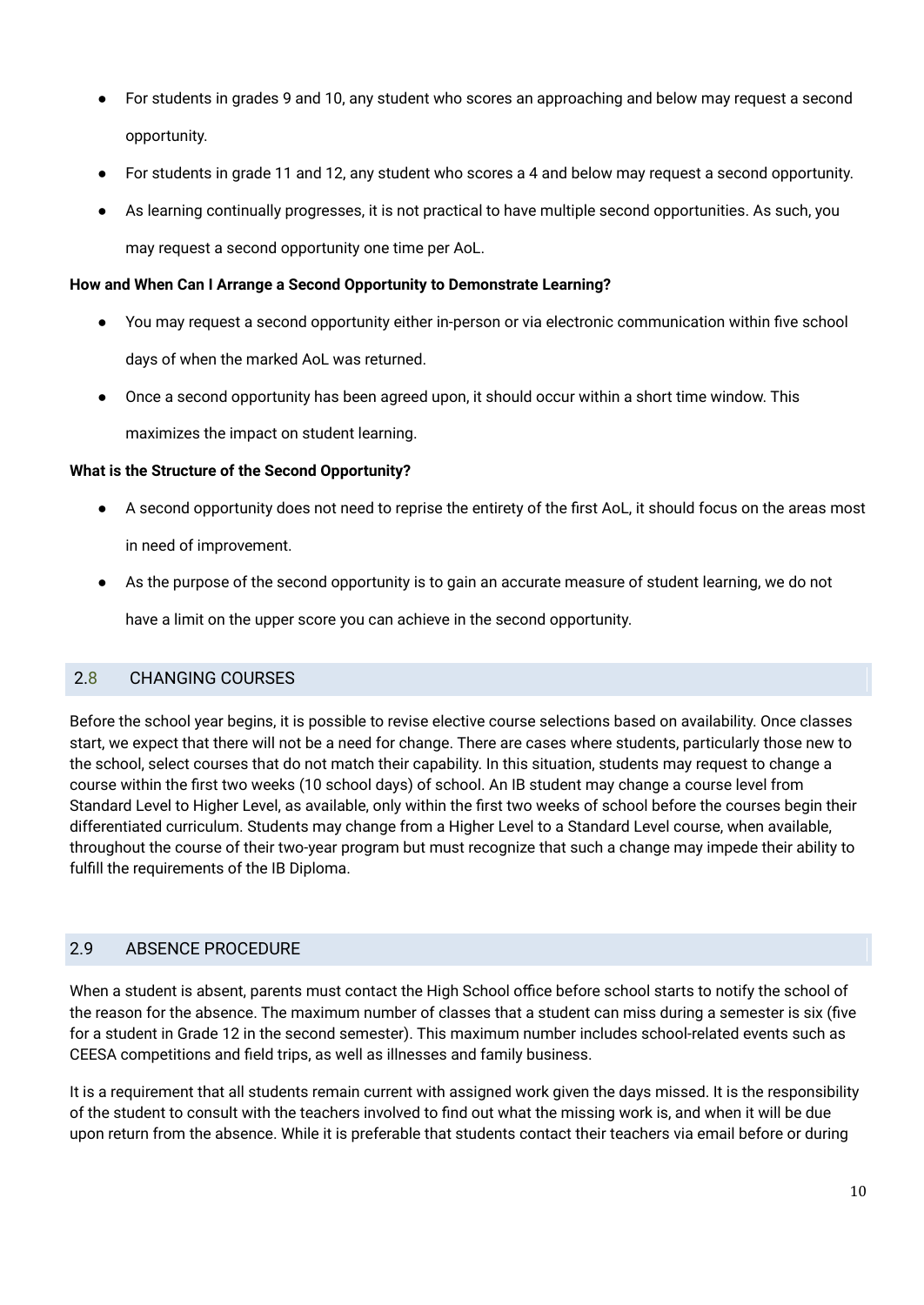- For students in grades 9 and 10, any student who scores an approaching and below may request a second opportunity.
- For students in grade 11 and 12, any student who scores a 4 and below may request a second opportunity.
- As learning continually progresses, it is not practical to have multiple second opportunities. As such, you may request a second opportunity one time per AoL.

**How and When Can I Arrange a Second Opportunity to Demonstrate Learning?**

- You may request a second opportunity either in-person or via electronic communication within five school days of when the marked AoL was returned.
- Once a second opportunity has been agreed upon, it should occur within a short time window. This maximizes the impact on student learning.

**What is the Structure of the Second Opportunity?**

- A second opportunity does not need to reprise the entirety of the first AoL, it should focus on the areas most in need of improvement.
- As the purpose of the second opportunity is to gain an accurate measure of student learning, we do not have a limit on the upper score you can achieve in the second opportunity.

## 2.8 CHANGING COURSES

Before the school year begins, it is possible to revise elective course selections based on availability. Once classes start, we expect that there will not be a need for change. There are cases where students, particularly those new to the school, select courses that do not match their capability. In this situation, students may request to change a course within the first two weeks (10 school days) of school. An IB student may change a course level from Standard Level to Higher Level, as available, only within the first two weeks of school before the courses begin their differentiated curriculum. Students may change from a Higher Level to a Standard Level course, when available, throughout the course of their two-year program but must recognize that such a change may impede their ability to fulfill the requirements of the IB Diploma.

## 2.9 ABSENCE PROCEDURE

When a student is absent, parents must contact the High School office before school starts to notify the school of the reason for the absence. The maximum number of classes that a student can miss during a semester is six (five for a student in Grade 12 in the second semester). This maximum number includes school-related events such as CEESA competitions and field trips, as well as illnesses and family business.

It is a requirement that all students remain current with assigned work given the days missed. It is the responsibility of the student to consult with the teachers involved to find out what the missing work is, and when it will be due upon return from the absence. While it is preferable that students contact their teachers via email before or during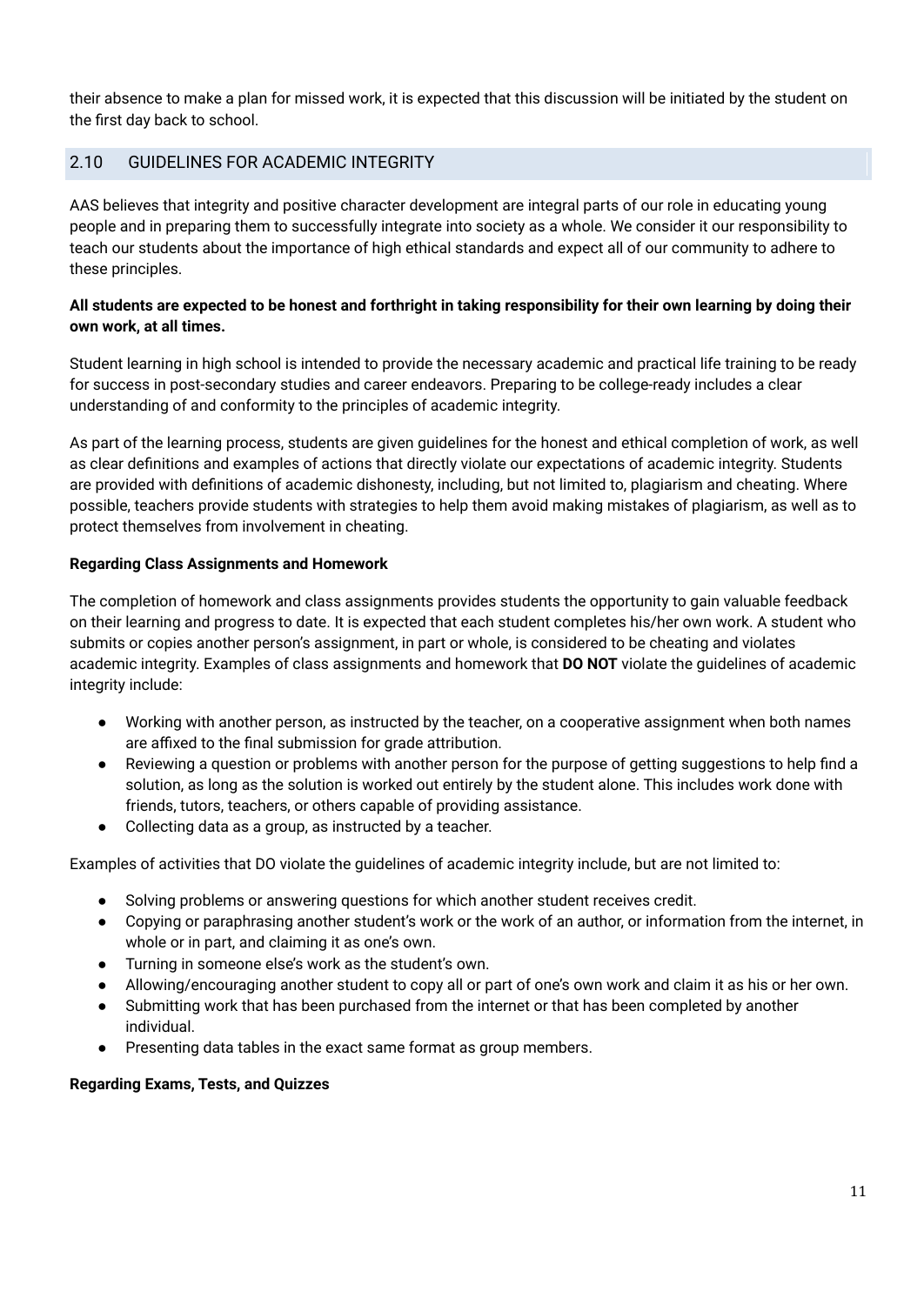their absence to make a plan for missed work, it is expected that this discussion will be initiated by the student on the first day back to school.

## 2.10 GUIDELINES FOR ACADEMIC INTEGRITY

AAS believes that integrity and positive character development are integral parts of our role in educating young people and in preparing them to successfully integrate into society as a whole. We consider it our responsibility to teach our students about the importance of high ethical standards and expect all of our community to adhere to these principles.

**All students are expected to be honest and forthright in taking responsibility for their own learning by doing their own work, at all times.**

Student learning in high school is intended to provide the necessary academic and practical life training to be ready for success in post-secondary studies and career endeavors. Preparing to be college-ready includes a clear understanding of and conformity to the principles of academic integrity.

As part of the learning process, students are given guidelines for the honest and ethical completion of work, as well as clear definitions and examples of actions that directly violate our expectations of academic integrity. Students are provided with definitions of academic dishonesty, including, but not limited to, plagiarism and cheating. Where possible, teachers provide students with strategies to help them avoid making mistakes of plagiarism, as well as to protect themselves from involvement in cheating.

**Regarding Class Assignments and Homework**

The completion of homework and class assignments provides students the opportunity to gain valuable feedback on their learning and progress to date. It is expected that each student completes his/her own work. A student who submits or copies another person's assignment, in part or whole, is considered to be cheating and violates academic integrity. Examples of class assignments and homework that **DO NOT** violate the guidelines of academic integrity include:

- Working with another person, as instructed by the teacher, on a cooperative assignment when both names are affixed to the final submission for grade attribution.
- Reviewing a question or problems with another person for the purpose of getting suggestions to help find a solution, as long as the solution is worked out entirely by the student alone. This includes work done with friends, tutors, teachers, or others capable of providing assistance.
- Collecting data as a group, as instructed by a teacher.

Examples of activities that DO violate the guidelines of academic integrity include, but are not limited to:

- Solving problems or answering questions for which another student receives credit.
- Copying or paraphrasing another student's work or the work of an author, or information from the internet, in whole or in part, and claiming it as one's own.
- Turning in someone else's work as the student's own.
- Allowing/encouraging another student to copy all or part of one's own work and claim it as his or her own.
- Submitting work that has been purchased from the internet or that has been completed by another individual.
- Presenting data tables in the exact same format as group members.

**Regarding Exams, Tests, and Quizzes**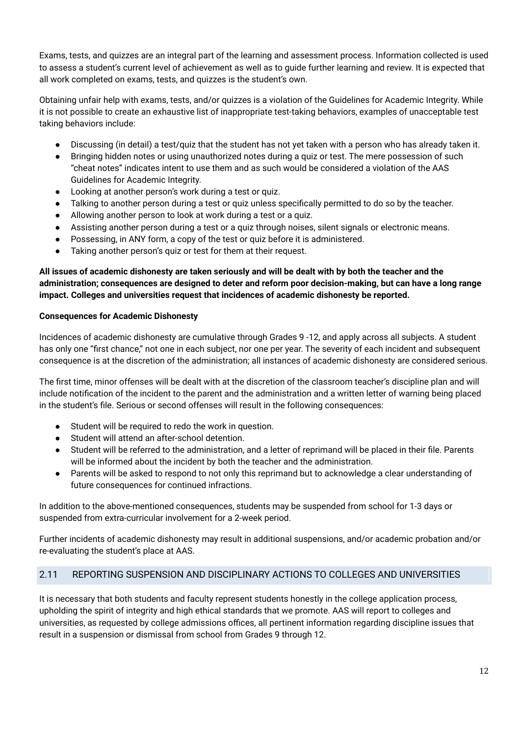Exams, tests, and quizzes are an integral part of the learning and assessment process. Information collected is used to assess a student's current level of achievement as well as to guide further learning and review. It is expected that all work completed on exams, tests, and quizzes is the student's own.

Obtaining unfair help with exams, tests, and/or quizzes is a violation of the Guidelines for Academic Integrity. While it is not possible to create an exhaustive list of inappropriate test-taking behaviors, examples of unacceptable test taking behaviors include:

- Discussing (in detail) a test/quiz that the student has not yet taken with a person who has already taken it.
- Bringing hidden notes or using unauthorized notes during a quiz or test. The mere possession of such "cheat notes" indicates intent to use them and as such would be considered a violation of the AAS Guidelines for Academic Integrity.
- Looking at another person's work during a test or quiz.
- Talking to another person during a test or quiz unless specifically permitted to do so by the teacher.
- Allowing another person to look at work during a test or a quiz.
- Assisting another person during a test or a quiz through noises, silent signals or electronic means.
- Possessing, in ANY form, a copy of the test or quiz before it is administered.
- Taking another person's quiz or test for them at their request.

**All issues of academic dishonesty are taken seriously and will be dealt with by both the teacher and the administration; consequences are designed to deter and reform poor decision-making, but can have a long range impact. Colleges and universities request that incidences of academic dishonesty be reported.**

**Consequences for Academic Dishonesty**

Incidences of academic dishonesty are cumulative through Grades 9 -12, and apply across all subjects. A student has only one "first chance," not one in each subject, nor one per year. The severity of each incident and subsequent consequence is at the discretion of the administration; all instances of academic dishonesty are considered serious.

The first time, minor offenses will be dealt with at the discretion of the classroom teacher's discipline plan and will include notification of the incident to the parent and the administration and a written letter of warning being placed in the student's file. Serious or second offenses will result in the following consequences:

- Student will be required to redo the work in question.
- Student will attend an after-school detention.
- Student will be referred to the administration, and a letter of reprimand will be placed in their file. Parents will be informed about the incident by both the teacher and the administration.
- Parents will be asked to respond to not only this reprimand but to acknowledge a clear understanding of future consequences for continued infractions.

In addition to the above-mentioned consequences, students may be suspended from school for 1-3 days or suspended from extra-curricular involvement for a 2-week period.

Further incidents of academic dishonesty may result in additional suspensions, and/or academic probation and/or re-evaluating the student's place at AAS.

## 2.11 REPORTING SUSPENSION AND DISCIPLINARY ACTIONS TO COLLEGES AND UNIVERSITIES

It is necessary that both students and faculty represent students honestly in the college application process, upholding the spirit of integrity and high ethical standards that we promote. AAS will report to colleges and universities, as requested by college admissions offices, all pertinent information regarding discipline issues that result in a suspension or dismissal from school from Grades 9 through 12.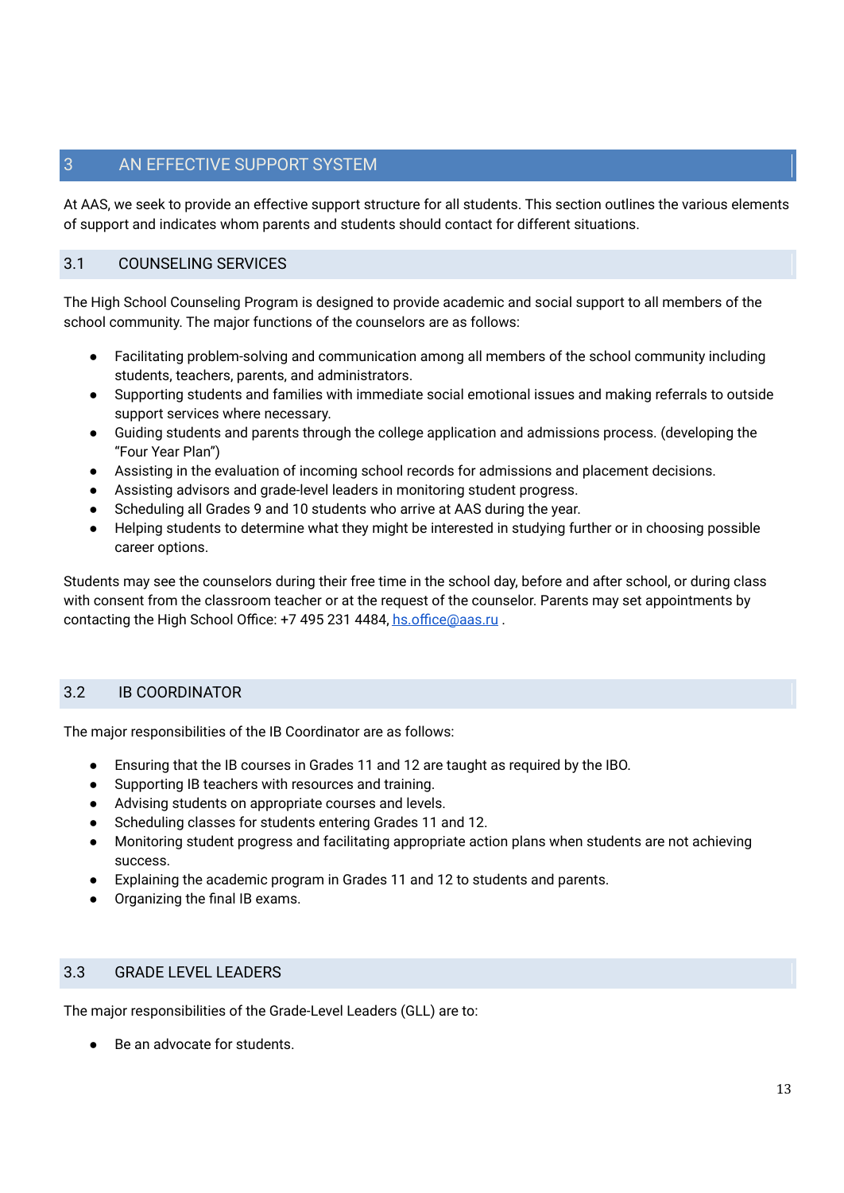# 3 AN EFFECTIVE SUPPORT SYSTEM

At AAS, we seek to provide an effective support structure for all students. This section outlines the various elements of support and indicates whom parents and students should contact for different situations.

## 3.1 COUNSELING SERVICES

The High School Counseling Program is designed to provide academic and social support to all members of the school community. The major functions of the counselors are as follows:

- Facilitating problem-solving and communication among all members of the school community including students, teachers, parents, and administrators.
- Supporting students and families with immediate social emotional issues and making referrals to outside support services where necessary.
- Guiding students and parents through the college application and admissions process. (developing the "Four Year Plan")
- Assisting in the evaluation of incoming school records for admissions and placement decisions.
- Assisting advisors and grade-level leaders in monitoring student progress.
- Scheduling all Grades 9 and 10 students who arrive at AAS during the year.
- Helping students to determine what they might be interested in studying further or in choosing possible career options.

Students may see the counselors during their free time in the school day, before and after school, or during class with consent from the classroom teacher or at the request of the counselor. Parents may set appointments by contacting the High School Office: +7 495 231 4484, hs.office@aas.ru .

## 3.2 IB COORDINATOR

The major responsibilities of the IB Coordinator are as follows:

- Ensuring that the IB courses in Grades 11 and 12 are taught as required by the IBO.
- Supporting IB teachers with resources and training.
- Advising students on appropriate courses and levels.
- Scheduling classes for students entering Grades 11 and 12.
- Monitoring student progress and facilitating appropriate action plans when students are not achieving success.
- Explaining the academic program in Grades 11 and 12 to students and parents.
- Organizing the final IB exams.

## 3.3 GRADE LEVEL LEADERS

The major responsibilities of the Grade-Level Leaders (GLL) are to:

- Be an advocate for students.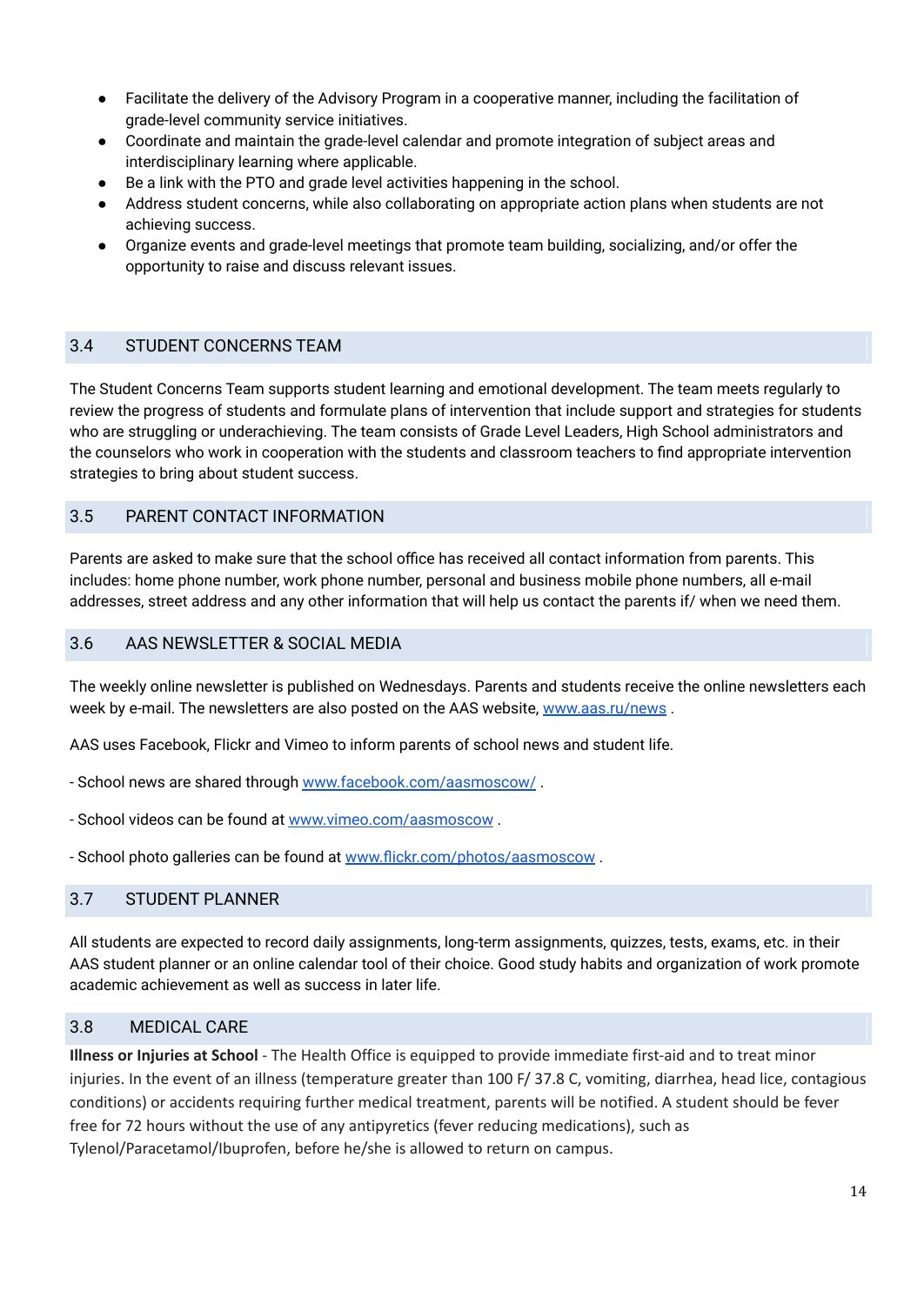- Facilitate the delivery of the Advisory Program in a cooperative manner, including the facilitation of grade-level community service initiatives.
- Coordinate and maintain the grade-level calendar and promote integration of subject areas and interdisciplinary learning where applicable.
- Be a link with the PTO and grade level activities happening in the school.
- Address student concerns, while also collaborating on appropriate action plans when students are not achieving success.
- Organize events and grade-level meetings that promote team building, socializing, and/or offer the opportunity to raise and discuss relevant issues.

## 3.4 STUDENT CONCERNS TEAM

The Student Concerns Team supports student learning and emotional development. The team meets regularly to review the progress of students and formulate plans of intervention that include support and strategies for students who are struggling or underachieving. The team consists of Grade Level Leaders, High School administrators and the counselors who work in cooperation with the students and classroom teachers to find appropriate intervention strategies to bring about student success.

## 3.5 PARENT CONTACT INFORMATION

Parents are asked to make sure that the school office has received all contact information from parents. This includes: home phone number, work phone number, personal and business mobile phone numbers, all e-mail addresses, street address and any other information that will help us contact the parents if/ when we need them.

## 3.6 AAS NEWSLETTER & SOCIAL MEDIA

The weekly online newsletter is published on Wednesdays. Parents and students receive the online newsletters each week by e-mail. The newsletters are also posted on the AAS website, www.aas.ru/news .

AAS uses Facebook, Flickr and Vimeo to inform parents of school news and student life.

- School news are shared through www.facebook.com/aasmoscow/ .

- School videos can be found at www.vimeo.com/aasmoscow .

- School photo galleries can be found at www.flickr.com/photos/aasmoscow .

## 3.7 STUDENT PLANNER

All students are expected to record daily assignments, long-term assignments, quizzes, tests, exams, etc. in their AAS student planner or an online calendar tool of their choice. Good study habits and organization of work promote academic achievement as well as success in later life.

## 3.8 MEDICAL CARE

**Illness or Injuries at School** - The Health Office is equipped to provide immediate first-aid and to treat minor injuries. In the event of an illness (temperature greater than 100 F/ 37.8 C, vomiting, diarrhea, head lice, contagious conditions) or accidents requiring further medical treatment, parents will be notified. A student should be fever free for 72 hours without the use of any antipyretics (fever reducing medications), such as Tylenol/Paracetamol/Ibuprofen, before he/she is allowed to return on campus.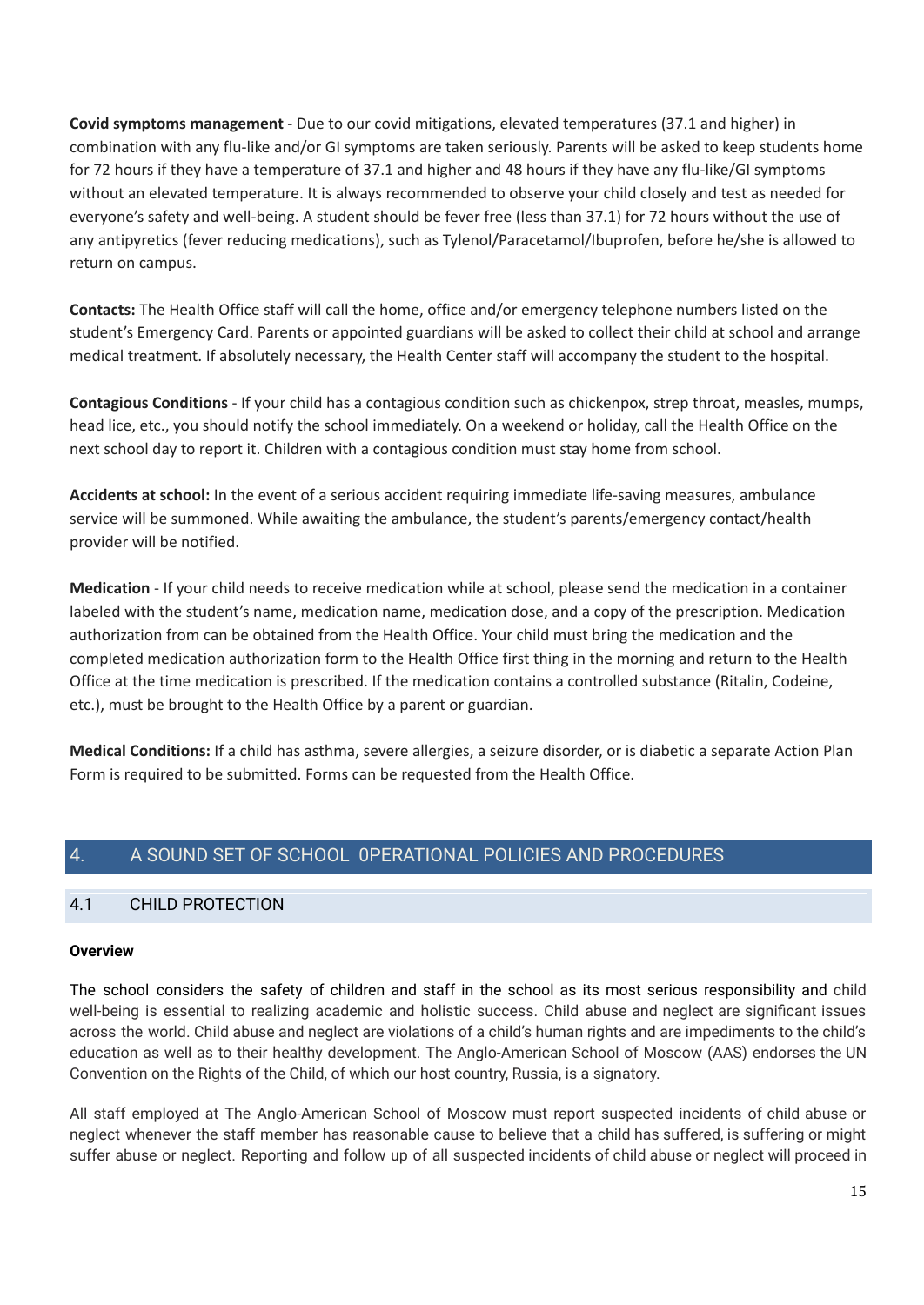**Covid symptoms management** - Due to our covid mitigations, elevated temperatures (37.1 and higher) in combination with any flu-like and/or GI symptoms are taken seriously. Parents will be asked to keep students home for 72 hours if they have a temperature of 37.1 and higher and 48 hours if they have any flu-like/GI symptoms without an elevated temperature. It is always recommended to observe your child closely and test as needed for everyone's safety and well-being. A student should be fever free (less than 37.1) for 72 hours without the use of any antipyretics (fever reducing medications), such as Tylenol/Paracetamol/Ibuprofen, before he/she is allowed to return on campus.

**Contacts:** The Health Office staff will call the home, office and/or emergency telephone numbers listed on the student's Emergency Card. Parents or appointed guardians will be asked to collect their child at school and arrange medical treatment. If absolutely necessary, the Health Center staff will accompany the student to the hospital.

**Contagious Conditions** - If your child has a contagious condition such as chickenpox, strep throat, measles, mumps, head lice, etc., you should notify the school immediately. On a weekend or holiday, call the Health Office on the next school day to report it. Children with a contagious condition must stay home from school.

**Accidents at school:** In the event of a serious accident requiring immediate life-saving measures, ambulance service will be summoned. While awaiting the ambulance, the student's parents/emergency contact/health provider will be notified.

**Medication** - If your child needs to receive medication while at school, please send the medication in a container labeled with the student's name, medication name, medication dose, and a copy of the prescription. Medication authorization from can be obtained from the Health Office. Your child must bring the medication and the completed medication authorization form to the Health Office first thing in the morning and return to the Health Office at the time medication is prescribed. If the medication contains a controlled substance (Ritalin, Codeine, etc.), must be brought to the Health Office by a parent or guardian.

**Medical Conditions:** If a child has asthma, severe allergies, a seizure disorder, or is diabetic a separate Action Plan Form is required to be submitted. Forms can be requested from the Health Office.

# 4. A SOUND SET OF SCHOOL 0PERATIONAL POLICIES AND PROCEDURES

## 4.1 CHILD PROTECTION

**Overview**

The school considers the safety of children and staff in the school as its most serious responsibility and child well-being is essential to realizing academic and holistic success. Child abuse and neglect are significant issues across the world. Child abuse and neglect are violations of a child's human rights and are impediments to the child's education as well as to their healthy development. The Anglo-American School of Moscow (AAS) endorses the UN Convention on the Rights of the Child, of which our host country, Russia, is a signatory.

All staff employed at The Anglo-American School of Moscow must report suspected incidents of child abuse or neglect whenever the staff member has reasonable cause to believe that a child has suffered, is suffering or might suffer abuse or neglect. Reporting and follow up of all suspected incidents of child abuse or neglect will proceed in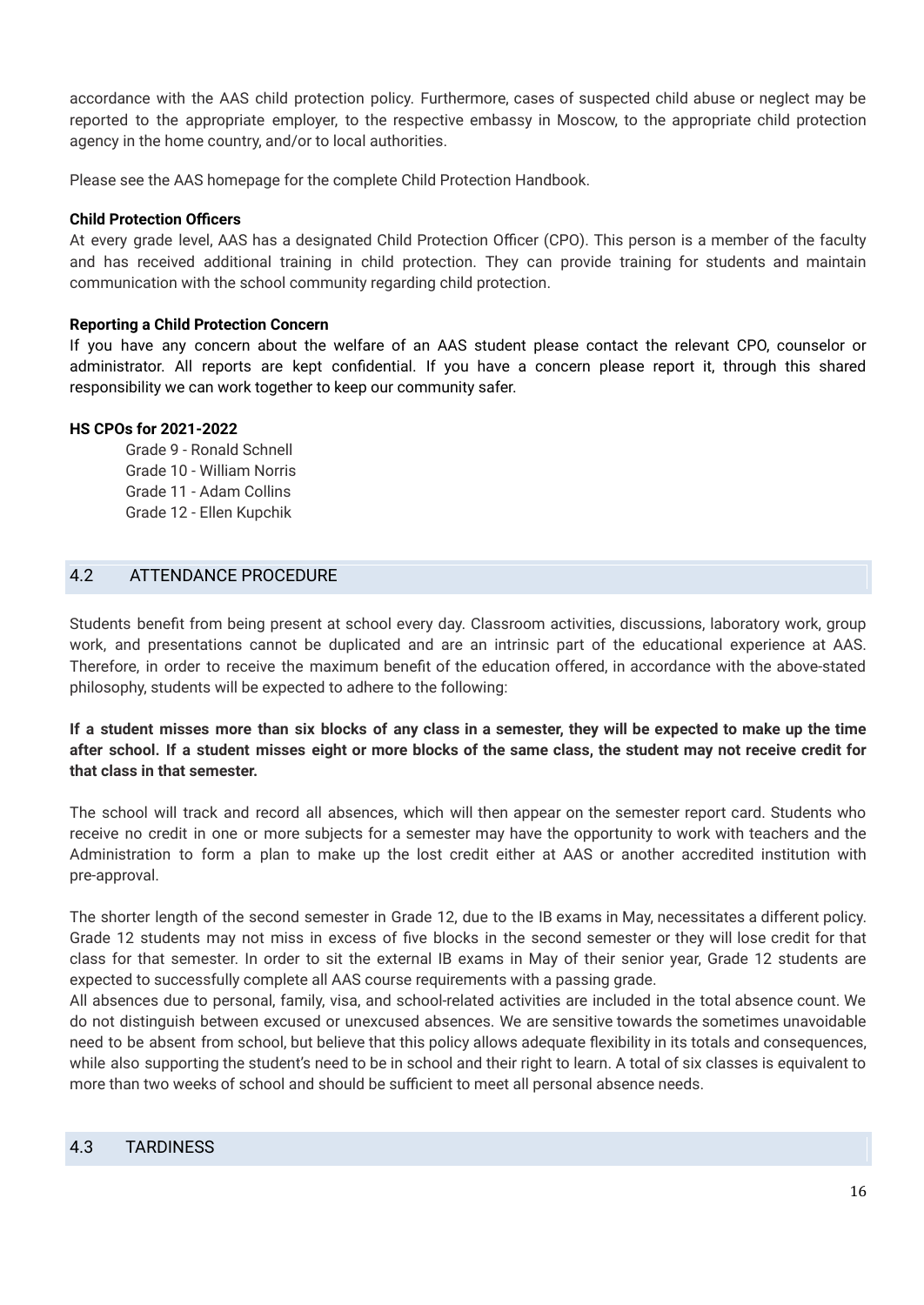accordance with the AAS child protection policy. Furthermore, cases of suspected child abuse or neglect may be reported to the appropriate employer, to the respective embassy in Moscow, to the appropriate child protection agency in the home country, and/or to local authorities.

Please see the AAS homepage for the complete Child Protection Handbook.

**Child Protection Officers**

At every grade level, AAS has a designated Child Protection Officer (CPO). This person is a member of the faculty and has received additional training in child protection. They can provide training for students and maintain communication with the school community regarding child protection.

**Reporting a Child Protection Concern**

If you have any concern about the welfare of an AAS student please contact the relevant CPO, counselor or administrator. All reports are kept confidential. If you have a concern please report it, through this shared responsibility we can work together to keep our community safer.

**HS CPOs for 2021-2022**

Grade 9 - Ronald Schnell
Grade 10 - William Norris
Grade 11 - Adam Collins
Grade 12 - Ellen Kupchik

## 4.2 ATTENDANCE PROCEDURE

Students benefit from being present at school every day. Classroom activities, discussions, laboratory work, group work, and presentations cannot be duplicated and are an intrinsic part of the educational experience at AAS. Therefore, in order to receive the maximum benefit of the education offered, in accordance with the above-stated philosophy, students will be expected to adhere to the following:

**If a student misses more than six blocks of any class in a semester, they will be expected to make up the time after school. If a student misses eight or more blocks of the same class, the student may not receive credit for that class in that semester.**

The school will track and record all absences, which will then appear on the semester report card. Students who receive no credit in one or more subjects for a semester may have the opportunity to work with teachers and the Administration to form a plan to make up the lost credit either at AAS or another accredited institution with pre-approval.

The shorter length of the second semester in Grade 12, due to the IB exams in May, necessitates a different policy. Grade 12 students may not miss in excess of five blocks in the second semester or they will lose credit for that class for that semester. In order to sit the external IB exams in May of their senior year, Grade 12 students are expected to successfully complete all AAS course requirements with a passing grade.

All absences due to personal, family, visa, and school-related activities are included in the total absence count. We do not distinguish between excused or unexcused absences. We are sensitive towards the sometimes unavoidable need to be absent from school, but believe that this policy allows adequate flexibility in its totals and consequences, while also supporting the student's need to be in school and their right to learn. A total of six classes is equivalent to more than two weeks of school and should be sufficient to meet all personal absence needs.

## 4.3 TARDINESS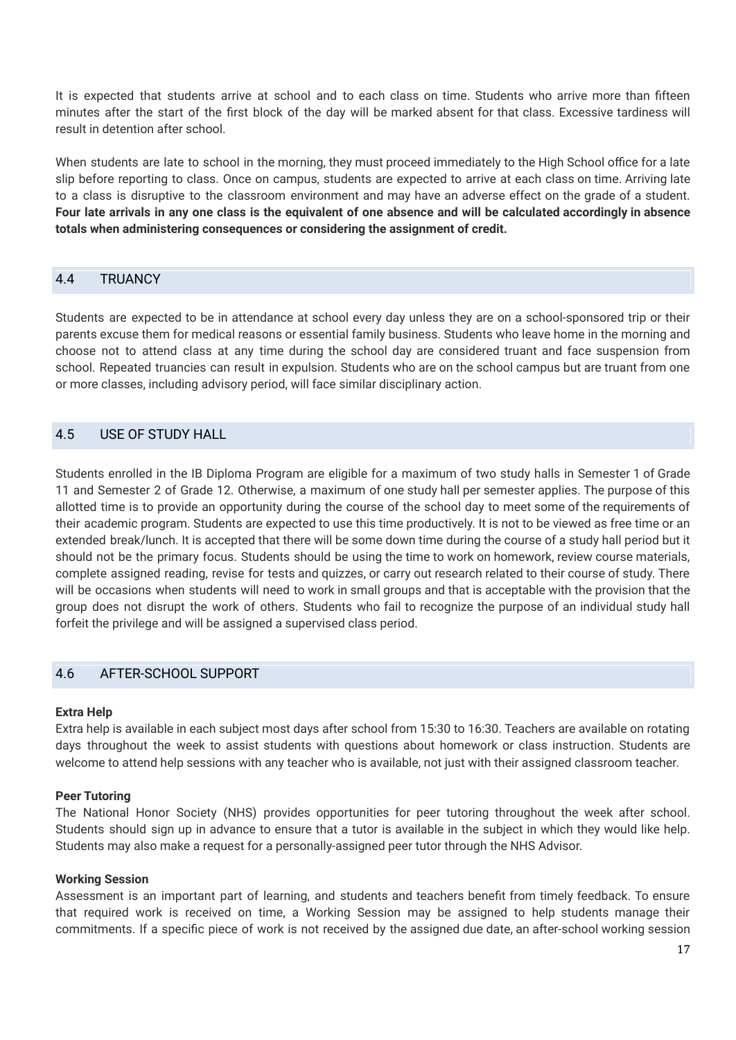It is expected that students arrive at school and to each class on time. Students who arrive more than fifteen minutes after the start of the first block of the day will be marked absent for that class. Excessive tardiness will result in detention after school.

When students are late to school in the morning, they must proceed immediately to the High School office for a late slip before reporting to class. Once on campus, students are expected to arrive at each class on time. Arriving late to a class is disruptive to the classroom environment and may have an adverse effect on the grade of a student. **Four late arrivals in any one class is the equivalent of one absence and will be calculated accordingly in absence totals when administering consequences or considering the assignment of credit.**

## 4.4 TRUANCY

Students are expected to be in attendance at school every day unless they are on a school-sponsored trip or their parents excuse them for medical reasons or essential family business. Students who leave home in the morning and choose not to attend class at any time during the school day are considered truant and face suspension from school. Repeated truancies can result in expulsion. Students who are on the school campus but are truant from one or more classes, including advisory period, will face similar disciplinary action.

## 4.5 USE OF STUDY HALL

Students enrolled in the IB Diploma Program are eligible for a maximum of two study halls in Semester 1 of Grade 11 and Semester 2 of Grade 12. Otherwise, a maximum of one study hall per semester applies. The purpose of this allotted time is to provide an opportunity during the course of the school day to meet some of the requirements of their academic program. Students are expected to use this time productively. It is not to be viewed as free time or an extended break/lunch. It is accepted that there will be some down time during the course of a study hall period but it should not be the primary focus. Students should be using the time to work on homework, review course materials, complete assigned reading, revise for tests and quizzes, or carry out research related to their course of study. There will be occasions when students will need to work in small groups and that is acceptable with the provision that the group does not disrupt the work of others. Students who fail to recognize the purpose of an individual study hall forfeit the privilege and will be assigned a supervised class period.

## 4.6 AFTER-SCHOOL SUPPORT

**Extra Help**

Extra help is available in each subject most days after school from 15:30 to 16:30. Teachers are available on rotating days throughout the week to assist students with questions about homework or class instruction. Students are welcome to attend help sessions with any teacher who is available, not just with their assigned classroom teacher.

**Peer Tutoring**

The National Honor Society (NHS) provides opportunities for peer tutoring throughout the week after school. Students should sign up in advance to ensure that a tutor is available in the subject in which they would like help. Students may also make a request for a personally-assigned peer tutor through the NHS Advisor.

**Working Session**

Assessment is an important part of learning, and students and teachers benefit from timely feedback. To ensure that required work is received on time, a Working Session may be assigned to help students manage their commitments. If a specific piece of work is not received by the assigned due date, an after-school working session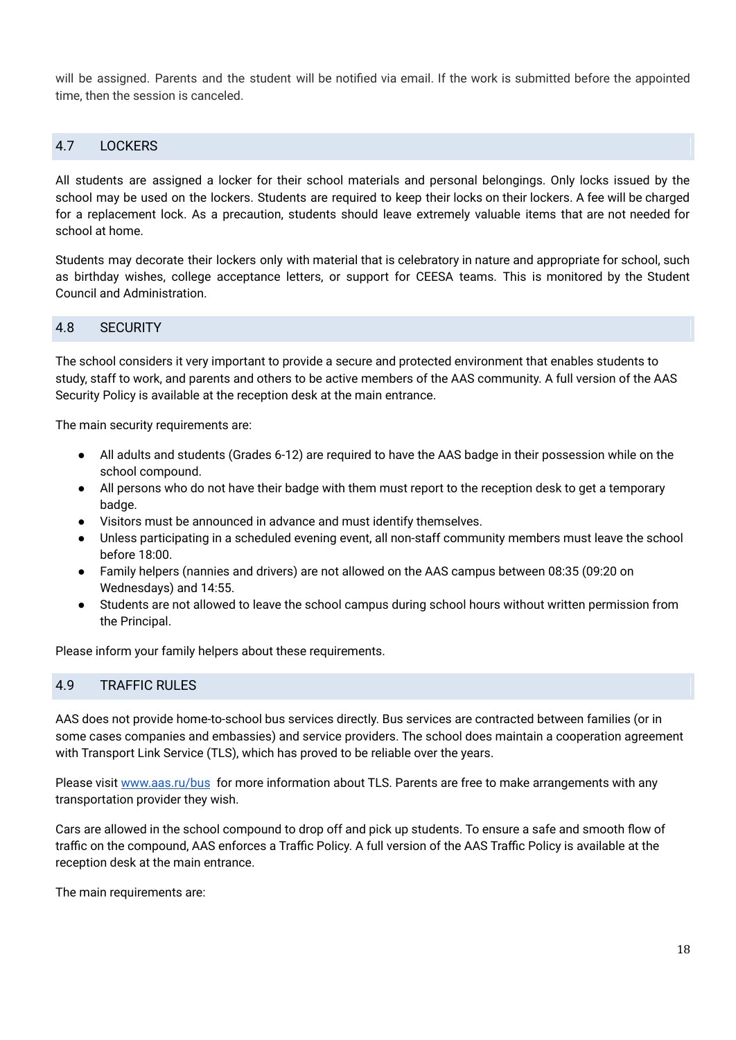will be assigned. Parents and the student will be notified via email. If the work is submitted before the appointed time, then the session is canceled.

## 4.7 LOCKERS

All students are assigned a locker for their school materials and personal belongings. Only locks issued by the school may be used on the lockers. Students are required to keep their locks on their lockers. A fee will be charged for a replacement lock. As a precaution, students should leave extremely valuable items that are not needed for school at home.

Students may decorate their lockers only with material that is celebratory in nature and appropriate for school, such as birthday wishes, college acceptance letters, or support for CEESA teams. This is monitored by the Student Council and Administration.

## 4.8 SECURITY

The school considers it very important to provide a secure and protected environment that enables students to study, staff to work, and parents and others to be active members of the AAS community. A full version of the AAS Security Policy is available at the reception desk at the main entrance.

The main security requirements are:

- All adults and students (Grades 6-12) are required to have the AAS badge in their possession while on the school compound.
- All persons who do not have their badge with them must report to the reception desk to get a temporary badge.
- Visitors must be announced in advance and must identify themselves.
- Unless participating in a scheduled evening event, all non-staff community members must leave the school before 18:00.
- Family helpers (nannies and drivers) are not allowed on the AAS campus between 08:35 (09:20 on Wednesdays) and 14:55.
- Students are not allowed to leave the school campus during school hours without written permission from the Principal.

Please inform your family helpers about these requirements.

## 4.9 TRAFFIC RULES

AAS does not provide home-to-school bus services directly. Bus services are contracted between families (or in some cases companies and embassies) and service providers. The school does maintain a cooperation agreement with Transport Link Service (TLS), which has proved to be reliable over the years.

Please visit [www.aas.ru/bus](http://www.aas.ru/bus) for more information about TLS. Parents are free to make arrangements with any transportation provider they wish.

Cars are allowed in the school compound to drop off and pick up students. To ensure a safe and smooth flow of traffic on the compound, AAS enforces a Traffic Policy. A full version of the AAS Traffic Policy is available at the reception desk at the main entrance.

The main requirements are: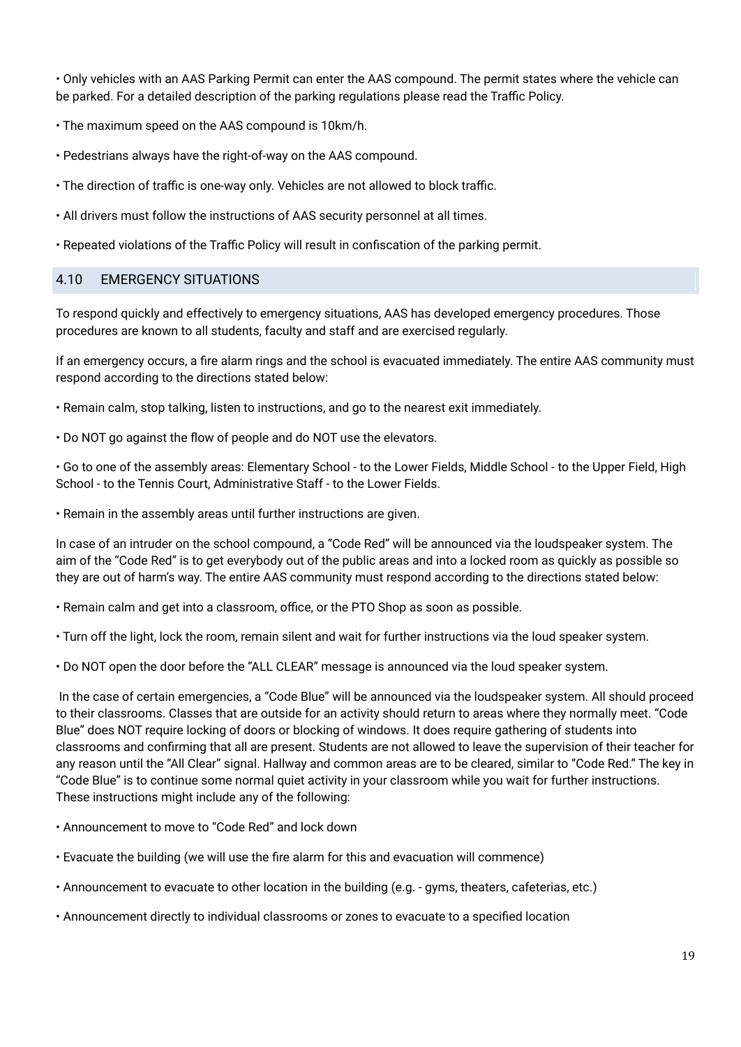- Only vehicles with an AAS Parking Permit can enter the AAS compound. The permit states where the vehicle can be parked. For a detailed description of the parking regulations please read the Traffic Policy.
- The maximum speed on the AAS compound is 10km/h.
- Pedestrians always have the right-of-way on the AAS compound.
- The direction of traffic is one-way only. Vehicles are not allowed to block traffic.
- All drivers must follow the instructions of AAS security personnel at all times.
- Repeated violations of the Traffic Policy will result in confiscation of the parking permit.

## 4.10 EMERGENCY SITUATIONS

To respond quickly and effectively to emergency situations, AAS has developed emergency procedures. Those procedures are known to all students, faculty and staff and are exercised regularly.

If an emergency occurs, a fire alarm rings and the school is evacuated immediately. The entire AAS community must respond according to the directions stated below:

- Remain calm, stop talking, listen to instructions, and go to the nearest exit immediately.
- Do NOT go against the flow of people and do NOT use the elevators.
- Go to one of the assembly areas: Elementary School - to the Lower Fields, Middle School - to the Upper Field, High School - to the Tennis Court, Administrative Staff - to the Lower Fields.
- Remain in the assembly areas until further instructions are given.

In case of an intruder on the school compound, a "Code Red" will be announced via the loudspeaker system. The aim of the "Code Red" is to get everybody out of the public areas and into a locked room as quickly as possible so they are out of harm's way. The entire AAS community must respond according to the directions stated below:

- Remain calm and get into a classroom, office, or the PTO Shop as soon as possible.
- Turn off the light, lock the room, remain silent and wait for further instructions via the loud speaker system.
- Do NOT open the door before the "ALL CLEAR" message is announced via the loud speaker system.

In the case of certain emergencies, a "Code Blue" will be announced via the loudspeaker system. All should proceed to their classrooms. Classes that are outside for an activity should return to areas where they normally meet. "Code Blue" does NOT require locking of doors or blocking of windows. It does require gathering of students into classrooms and confirming that all are present. Students are not allowed to leave the supervision of their teacher for any reason until the "All Clear" signal. Hallway and common areas are to be cleared, similar to "Code Red." The key in "Code Blue" is to continue some normal quiet activity in your classroom while you wait for further instructions. These instructions might include any of the following:

- Announcement to move to "Code Red" and lock down
- Evacuate the building (we will use the fire alarm for this and evacuation will commence)
- Announcement to evacuate to other location in the building (e.g. - gyms, theaters, cafeterias, etc.)
- Announcement directly to individual classrooms or zones to evacuate to a specified location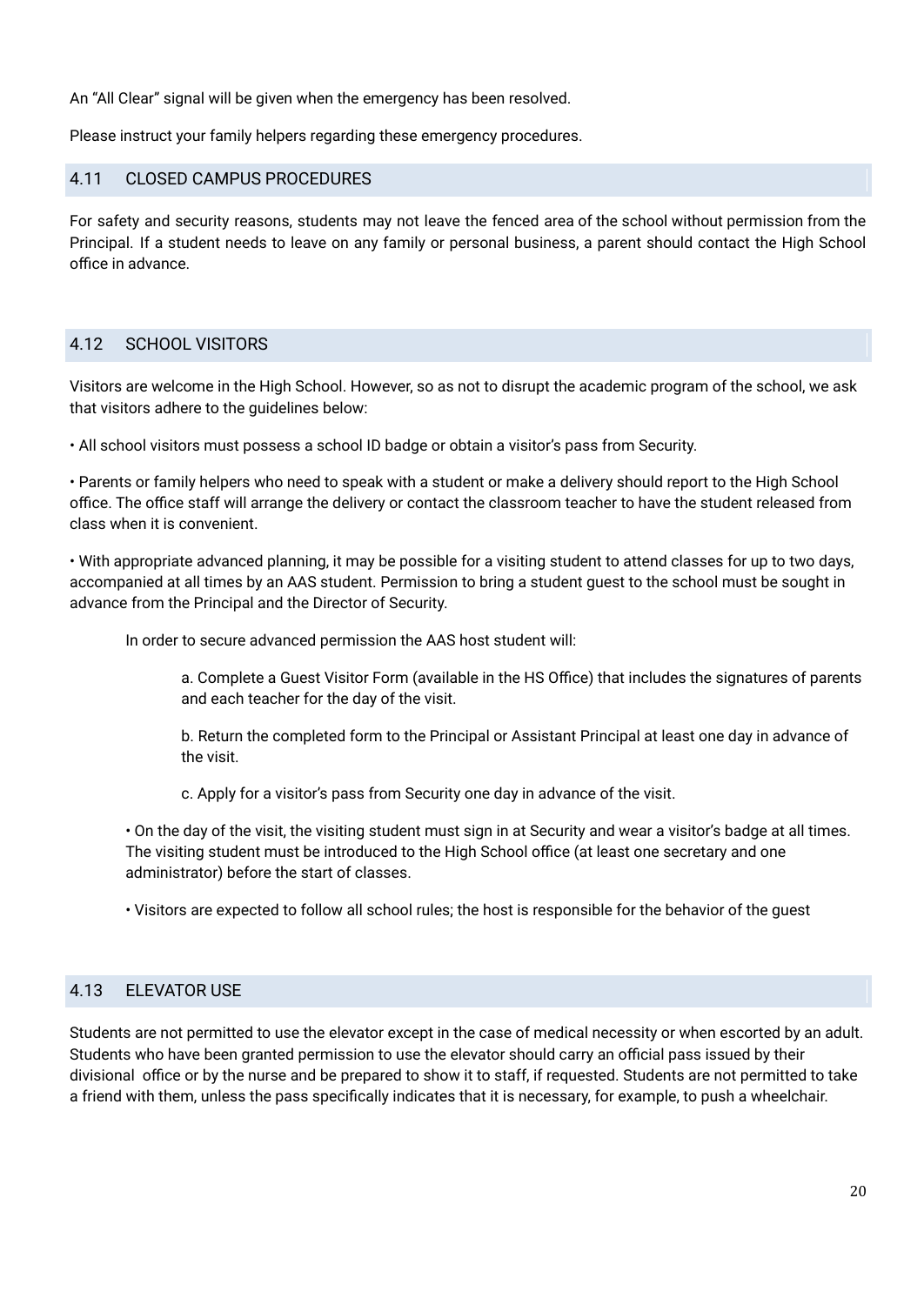An "All Clear" signal will be given when the emergency has been resolved.

Please instruct your family helpers regarding these emergency procedures.

## 4.11 CLOSED CAMPUS PROCEDURES

For safety and security reasons, students may not leave the fenced area of the school without permission from the Principal. If a student needs to leave on any family or personal business, a parent should contact the High School office in advance.

## 4.12 SCHOOL VISITORS

Visitors are welcome in the High School. However, so as not to disrupt the academic program of the school, we ask that visitors adhere to the guidelines below:

• All school visitors must possess a school ID badge or obtain a visitor's pass from Security.

• Parents or family helpers who need to speak with a student or make a delivery should report to the High School office. The office staff will arrange the delivery or contact the classroom teacher to have the student released from class when it is convenient.

• With appropriate advanced planning, it may be possible for a visiting student to attend classes for up to two days, accompanied at all times by an AAS student. Permission to bring a student guest to the school must be sought in advance from the Principal and the Director of Security.

In order to secure advanced permission the AAS host student will:

a. Complete a Guest Visitor Form (available in the HS Office) that includes the signatures of parents and each teacher for the day of the visit.

b. Return the completed form to the Principal or Assistant Principal at least one day in advance of the visit.

c. Apply for a visitor's pass from Security one day in advance of the visit.

• On the day of the visit, the visiting student must sign in at Security and wear a visitor's badge at all times. The visiting student must be introduced to the High School office (at least one secretary and one administrator) before the start of classes.

• Visitors are expected to follow all school rules; the host is responsible for the behavior of the guest

## 4.13 ELEVATOR USE

Students are not permitted to use the elevator except in the case of medical necessity or when escorted by an adult. Students who have been granted permission to use the elevator should carry an official pass issued by their divisional office or by the nurse and be prepared to show it to staff, if requested. Students are not permitted to take a friend with them, unless the pass specifically indicates that it is necessary, for example, to push a wheelchair.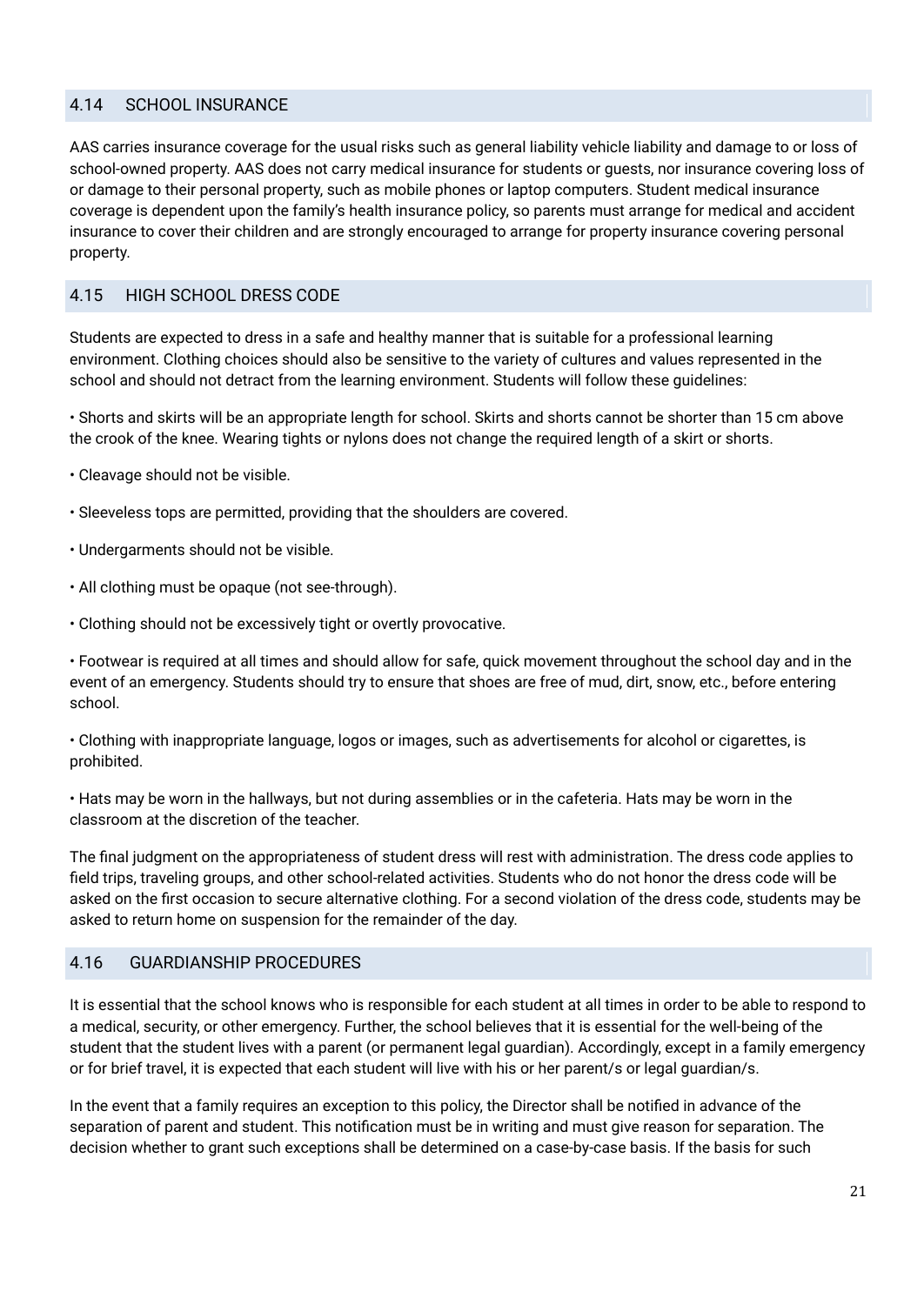## 4.14 SCHOOL INSURANCE

AAS carries insurance coverage for the usual risks such as general liability vehicle liability and damage to or loss of school-owned property. AAS does not carry medical insurance for students or guests, nor insurance covering loss of or damage to their personal property, such as mobile phones or laptop computers. Student medical insurance coverage is dependent upon the family's health insurance policy, so parents must arrange for medical and accident insurance to cover their children and are strongly encouraged to arrange for property insurance covering personal property.

## 4.15 HIGH SCHOOL DRESS CODE

Students are expected to dress in a safe and healthy manner that is suitable for a professional learning environment. Clothing choices should also be sensitive to the variety of cultures and values represented in the school and should not detract from the learning environment. Students will follow these guidelines:

- Shorts and skirts will be an appropriate length for school. Skirts and shorts cannot be shorter than 15 cm above the crook of the knee. Wearing tights or nylons does not change the required length of a skirt or shorts.
- Cleavage should not be visible.
- Sleeveless tops are permitted, providing that the shoulders are covered.
- Undergarments should not be visible.
- All clothing must be opaque (not see-through).
- Clothing should not be excessively tight or overtly provocative.
- Footwear is required at all times and should allow for safe, quick movement throughout the school day and in the event of an emergency. Students should try to ensure that shoes are free of mud, dirt, snow, etc., before entering school.
- Clothing with inappropriate language, logos or images, such as advertisements for alcohol or cigarettes, is prohibited.
- Hats may be worn in the hallways, but not during assemblies or in the cafeteria. Hats may be worn in the classroom at the discretion of the teacher.

The final judgment on the appropriateness of student dress will rest with administration. The dress code applies to field trips, traveling groups, and other school-related activities. Students who do not honor the dress code will be asked on the first occasion to secure alternative clothing. For a second violation of the dress code, students may be asked to return home on suspension for the remainder of the day.

## 4.16 GUARDIANSHIP PROCEDURES

It is essential that the school knows who is responsible for each student at all times in order to be able to respond to a medical, security, or other emergency. Further, the school believes that it is essential for the well-being of the student that the student lives with a parent (or permanent legal guardian). Accordingly, except in a family emergency or for brief travel, it is expected that each student will live with his or her parent/s or legal guardian/s.

In the event that a family requires an exception to this policy, the Director shall be notified in advance of the separation of parent and student. This notification must be in writing and must give reason for separation. The decision whether to grant such exceptions shall be determined on a case-by-case basis. If the basis for such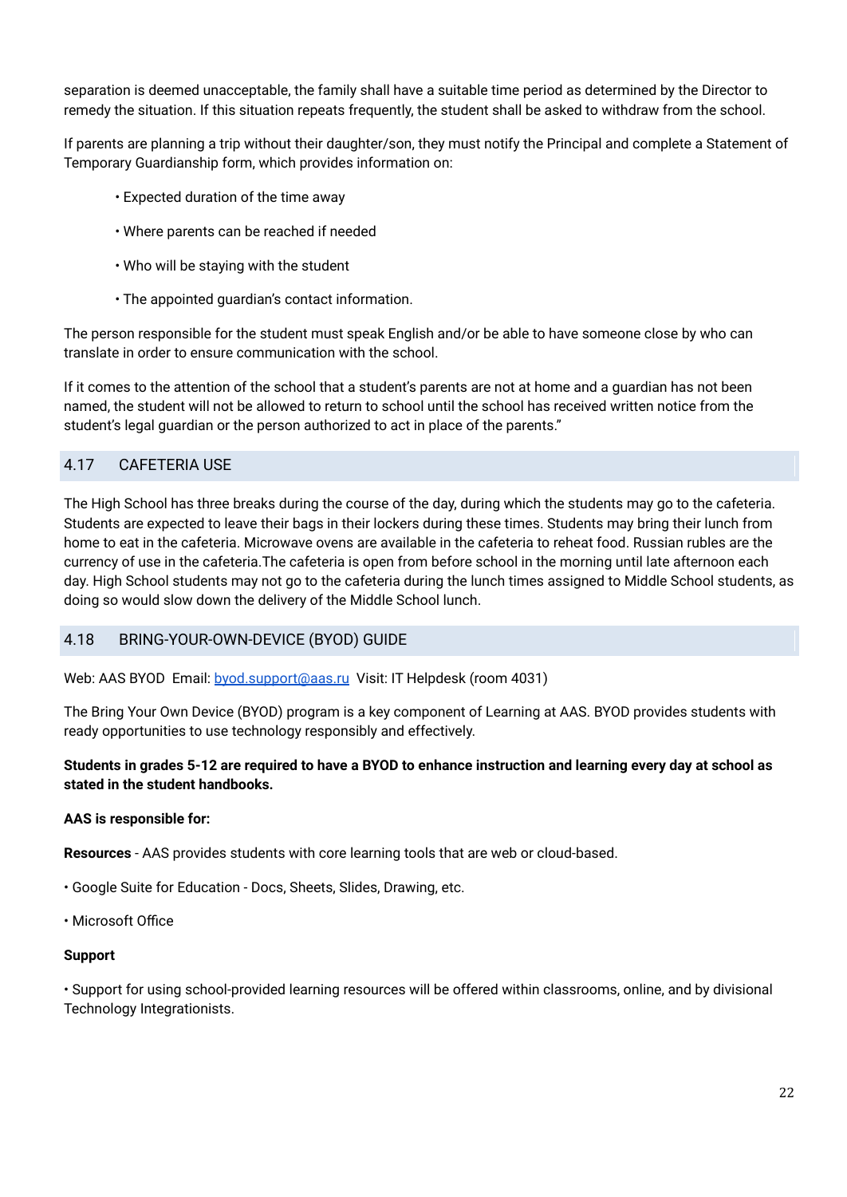separation is deemed unacceptable, the family shall have a suitable time period as determined by the Director to remedy the situation. If this situation repeats frequently, the student shall be asked to withdraw from the school.

If parents are planning a trip without their daughter/son, they must notify the Principal and complete a Statement of Temporary Guardianship form, which provides information on:

- Expected duration of the time away
- Where parents can be reached if needed
- Who will be staying with the student
- The appointed guardian's contact information.

The person responsible for the student must speak English and/or be able to have someone close by who can translate in order to ensure communication with the school.

If it comes to the attention of the school that a student's parents are not at home and a guardian has not been named, the student will not be allowed to return to school until the school has received written notice from the student's legal guardian or the person authorized to act in place of the parents."

## 4.17 CAFETERIA USE

The High School has three breaks during the course of the day, during which the students may go to the cafeteria. Students are expected to leave their bags in their lockers during these times. Students may bring their lunch from home to eat in the cafeteria. Microwave ovens are available in the cafeteria to reheat food. Russian rubles are the currency of use in the cafeteria.The cafeteria is open from before school in the morning until late afternoon each day. High School students may not go to the cafeteria during the lunch times assigned to Middle School students, as doing so would slow down the delivery of the Middle School lunch.

## 4.18 BRING-YOUR-OWN-DEVICE (BYOD) GUIDE

Web: AAS BYOD Email: [byod.support@aas.ru](mailto:byod.support@aas.ru) Visit: IT Helpdesk (room 4031)

The Bring Your Own Device (BYOD) program is a key component of Learning at AAS. BYOD provides students with ready opportunities to use technology responsibly and effectively.

**Students in grades 5-12 are required to have a BYOD to enhance instruction and learning every day at school as stated in the student handbooks.**

**AAS is responsible for:**

**Resources** - AAS provides students with core learning tools that are web or cloud-based.

- Google Suite for Education - Docs, Sheets, Slides, Drawing, etc.
- Microsoft Office

**Support**

- Support for using school-provided learning resources will be offered within classrooms, online, and by divisional Technology Integrationists.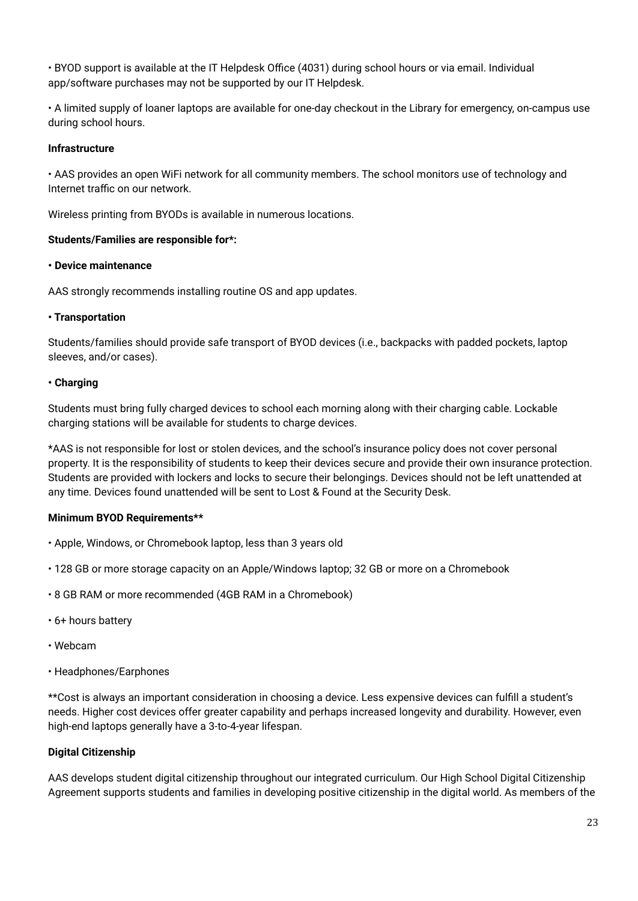• BYOD support is available at the IT Helpdesk Office (4031) during school hours or via email. Individual app/software purchases may not be supported by our IT Helpdesk.

• A limited supply of loaner laptops are available for one-day checkout in the Library for emergency, on-campus use during school hours.

**Infrastructure**

• AAS provides an open WiFi network for all community members. The school monitors use of technology and Internet traffic on our network.

Wireless printing from BYODs is available in numerous locations.

**Students/Families are responsible for*:**

**• Device maintenance**

AAS strongly recommends installing routine OS and app updates.

**• Transportation**

Students/families should provide safe transport of BYOD devices (i.e., backpacks with padded pockets, laptop sleeves, and/or cases).

**• Charging**

Students must bring fully charged devices to school each morning along with their charging cable. Lockable charging stations will be available for students to charge devices.

*AAS is not responsible for lost or stolen devices, and the school's insurance policy does not cover personal property. It is the responsibility of students to keep their devices secure and provide their own insurance protection. Students are provided with lockers and locks to secure their belongings. Devices should not be left unattended at any time. Devices found unattended will be sent to Lost & Found at the Security Desk.

**Minimum BYOD Requirements****

• Apple, Windows, or Chromebook laptop, less than 3 years old

• 128 GB or more storage capacity on an Apple/Windows laptop; 32 GB or more on a Chromebook

• 8 GB RAM or more recommended (4GB RAM in a Chromebook)

• 6+ hours battery

• Webcam

• Headphones/Earphones

**Cost is always an important consideration in choosing a device. Less expensive devices can fulfill a student's needs. Higher cost devices offer greater capability and perhaps increased longevity and durability. However, even high-end laptops generally have a 3-to-4-year lifespan.

**Digital Citizenship**

AAS develops student digital citizenship throughout our integrated curriculum. Our High School Digital Citizenship Agreement supports students and families in developing positive citizenship in the digital world. As members of the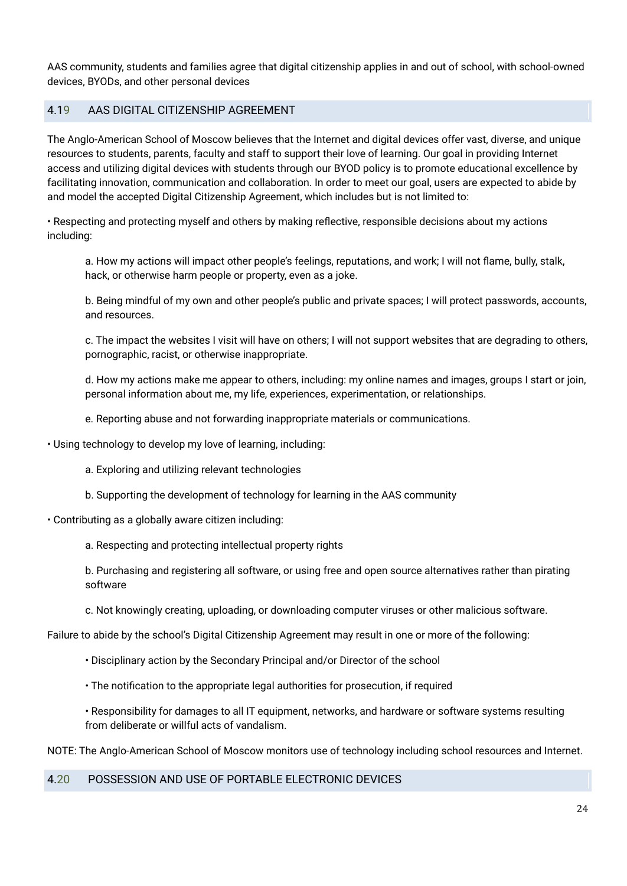AAS community, students and families agree that digital citizenship applies in and out of school, with school-owned devices, BYODs, and other personal devices

## 4.19 AAS DIGITAL CITIZENSHIP AGREEMENT

The Anglo-American School of Moscow believes that the Internet and digital devices offer vast, diverse, and unique resources to students, parents, faculty and staff to support their love of learning. Our goal in providing Internet access and utilizing digital devices with students through our BYOD policy is to promote educational excellence by facilitating innovation, communication and collaboration. In order to meet our goal, users are expected to abide by and model the accepted Digital Citizenship Agreement, which includes but is not limited to:

• Respecting and protecting myself and others by making reflective, responsible decisions about my actions including:

> a. How my actions will impact other people's feelings, reputations, and work; I will not flame, bully, stalk, hack, or otherwise harm people or property, even as a joke.
>
> b. Being mindful of my own and other people's public and private spaces; I will protect passwords, accounts, and resources.
>
> c. The impact the websites I visit will have on others; I will not support websites that are degrading to others, pornographic, racist, or otherwise inappropriate.
>
> d. How my actions make me appear to others, including: my online names and images, groups I start or join, personal information about me, my life, experiences, experimentation, or relationships.
>
> e. Reporting abuse and not forwarding inappropriate materials or communications.

• Using technology to develop my love of learning, including:

> a. Exploring and utilizing relevant technologies
>
> b. Supporting the development of technology for learning in the AAS community

• Contributing as a globally aware citizen including:

> a. Respecting and protecting intellectual property rights
>
> b. Purchasing and registering all software, or using free and open source alternatives rather than pirating software
>
> c. Not knowingly creating, uploading, or downloading computer viruses or other malicious software.

Failure to abide by the school's Digital Citizenship Agreement may result in one or more of the following:

> • Disciplinary action by the Secondary Principal and/or Director of the school
>
> • The notification to the appropriate legal authorities for prosecution, if required
>
> • Responsibility for damages to all IT equipment, networks, and hardware or software systems resulting from deliberate or willful acts of vandalism.

NOTE: The Anglo-American School of Moscow monitors use of technology including school resources and Internet.

## 4.20 POSSESSION AND USE OF PORTABLE ELECTRONIC DEVICES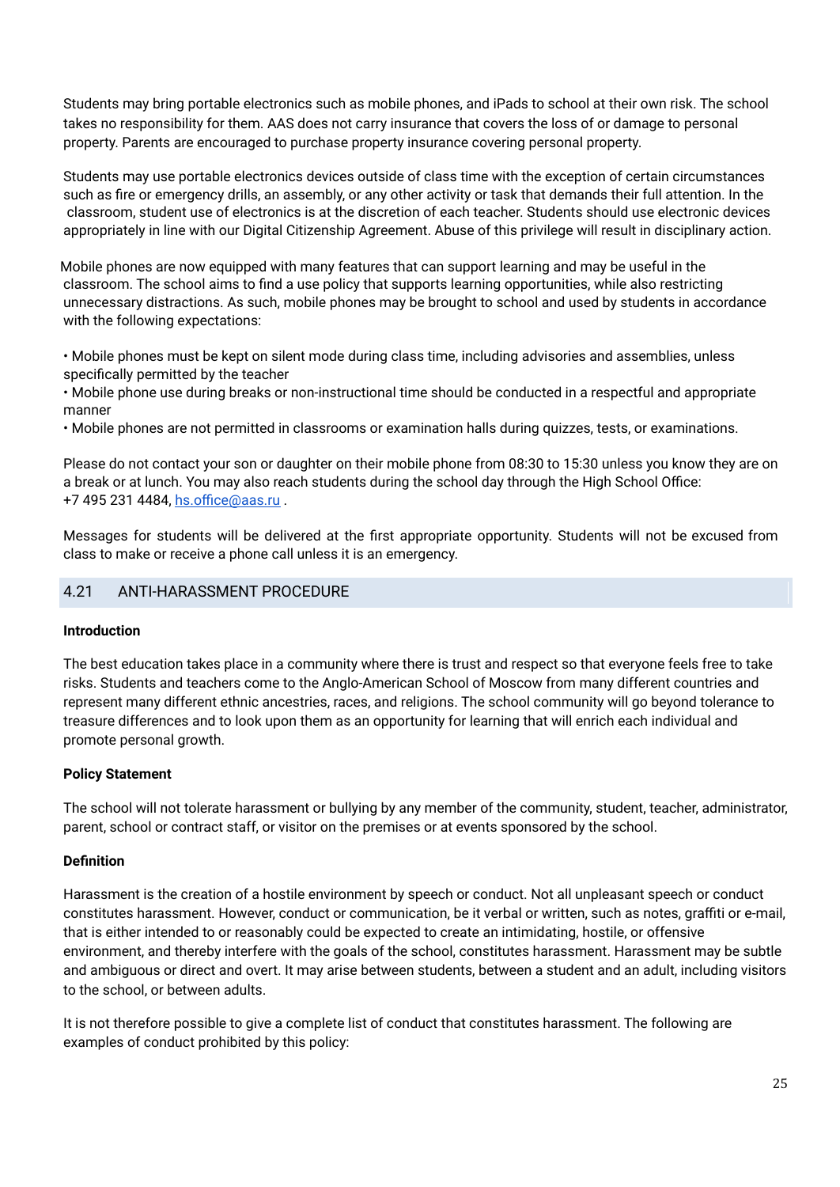Students may bring portable electronics such as mobile phones, and iPads to school at their own risk. The school takes no responsibility for them. AAS does not carry insurance that covers the loss of or damage to personal property. Parents are encouraged to purchase property insurance covering personal property.

Students may use portable electronics devices outside of class time with the exception of certain circumstances such as fire or emergency drills, an assembly, or any other activity or task that demands their full attention. In the classroom, student use of electronics is at the discretion of each teacher. Students should use electronic devices appropriately in line with our Digital Citizenship Agreement. Abuse of this privilege will result in disciplinary action.

Mobile phones are now equipped with many features that can support learning and may be useful in the classroom. The school aims to find a use policy that supports learning opportunities, while also restricting unnecessary distractions. As such, mobile phones may be brought to school and used by students in accordance with the following expectations:

- Mobile phones must be kept on silent mode during class time, including advisories and assemblies, unless specifically permitted by the teacher
- Mobile phone use during breaks or non-instructional time should be conducted in a respectful and appropriate manner
- Mobile phones are not permitted in classrooms or examination halls during quizzes, tests, or examinations.

Please do not contact your son or daughter on their mobile phone from 08:30 to 15:30 unless you know they are on a break or at lunch. You may also reach students during the school day through the High School Office: +7 495 231 4484, hs.office@aas.ru .

Messages for students will be delivered at the first appropriate opportunity. Students will not be excused from class to make or receive a phone call unless it is an emergency.

## 4.21 ANTI-HARASSMENT PROCEDURE

**Introduction**

The best education takes place in a community where there is trust and respect so that everyone feels free to take risks. Students and teachers come to the Anglo-American School of Moscow from many different countries and represent many different ethnic ancestries, races, and religions. The school community will go beyond tolerance to treasure differences and to look upon them as an opportunity for learning that will enrich each individual and promote personal growth.

**Policy Statement**

The school will not tolerate harassment or bullying by any member of the community, student, teacher, administrator, parent, school or contract staff, or visitor on the premises or at events sponsored by the school.

**Definition**

Harassment is the creation of a hostile environment by speech or conduct. Not all unpleasant speech or conduct constitutes harassment. However, conduct or communication, be it verbal or written, such as notes, graffiti or e-mail, that is either intended to or reasonably could be expected to create an intimidating, hostile, or offensive environment, and thereby interfere with the goals of the school, constitutes harassment. Harassment may be subtle and ambiguous or direct and overt. It may arise between students, between a student and an adult, including visitors to the school, or between adults.

It is not therefore possible to give a complete list of conduct that constitutes harassment. The following are examples of conduct prohibited by this policy: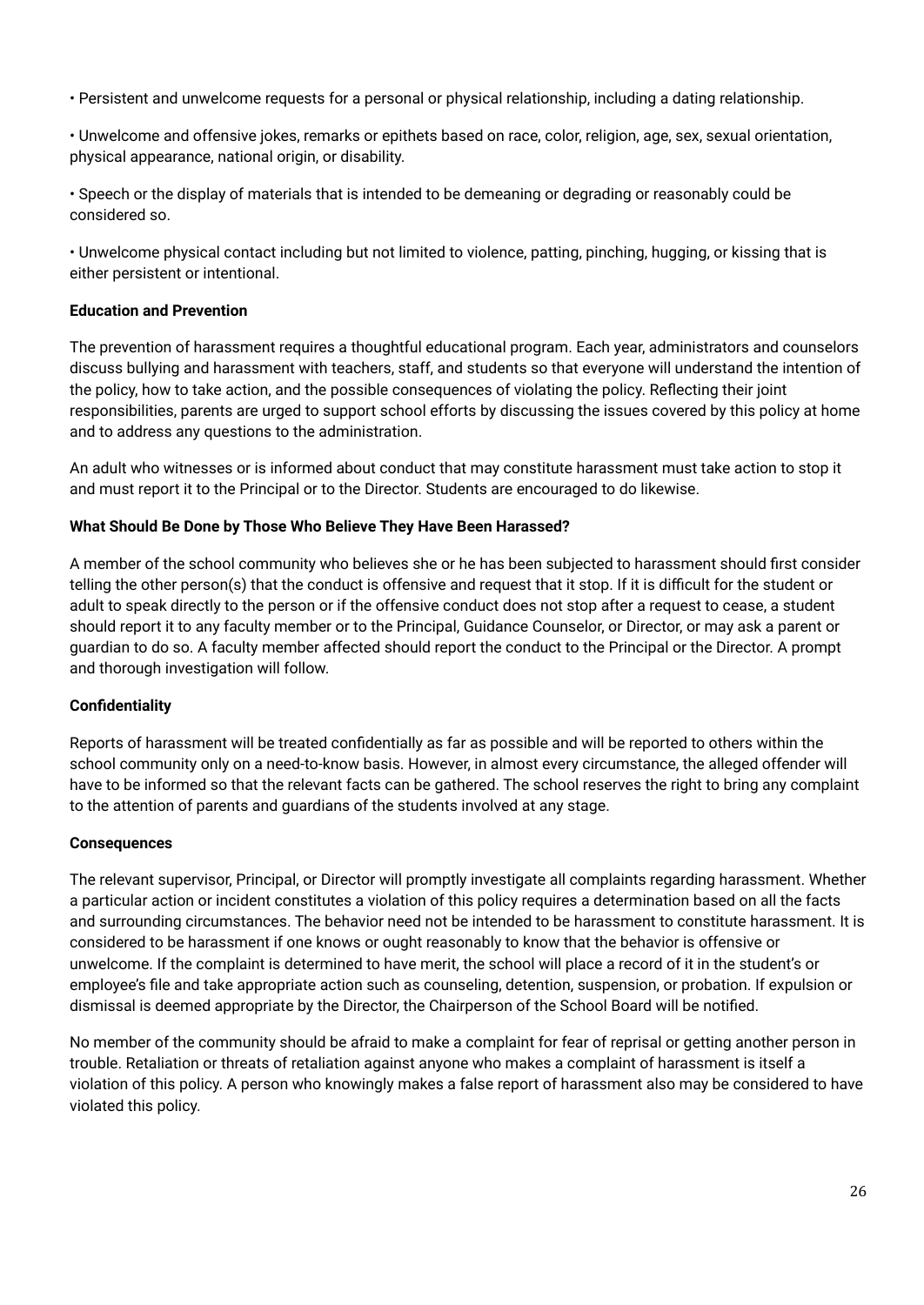- Persistent and unwelcome requests for a personal or physical relationship, including a dating relationship.
- Unwelcome and offensive jokes, remarks or epithets based on race, color, religion, age, sex, sexual orientation, physical appearance, national origin, or disability.
- Speech or the display of materials that is intended to be demeaning or degrading or reasonably could be considered so.
- Unwelcome physical contact including but not limited to violence, patting, pinching, hugging, or kissing that is either persistent or intentional.

**Education and Prevention**

The prevention of harassment requires a thoughtful educational program. Each year, administrators and counselors discuss bullying and harassment with teachers, staff, and students so that everyone will understand the intention of the policy, how to take action, and the possible consequences of violating the policy. Reflecting their joint responsibilities, parents are urged to support school efforts by discussing the issues covered by this policy at home and to address any questions to the administration.

An adult who witnesses or is informed about conduct that may constitute harassment must take action to stop it and must report it to the Principal or to the Director. Students are encouraged to do likewise.

**What Should Be Done by Those Who Believe They Have Been Harassed?**

A member of the school community who believes she or he has been subjected to harassment should first consider telling the other person(s) that the conduct is offensive and request that it stop. If it is difficult for the student or adult to speak directly to the person or if the offensive conduct does not stop after a request to cease, a student should report it to any faculty member or to the Principal, Guidance Counselor, or Director, or may ask a parent or guardian to do so. A faculty member affected should report the conduct to the Principal or the Director. A prompt and thorough investigation will follow.

**Confidentiality**

Reports of harassment will be treated confidentially as far as possible and will be reported to others within the school community only on a need-to-know basis. However, in almost every circumstance, the alleged offender will have to be informed so that the relevant facts can be gathered. The school reserves the right to bring any complaint to the attention of parents and guardians of the students involved at any stage.

**Consequences**

The relevant supervisor, Principal, or Director will promptly investigate all complaints regarding harassment. Whether a particular action or incident constitutes a violation of this policy requires a determination based on all the facts and surrounding circumstances. The behavior need not be intended to be harassment to constitute harassment. It is considered to be harassment if one knows or ought reasonably to know that the behavior is offensive or unwelcome. If the complaint is determined to have merit, the school will place a record of it in the student's or employee's file and take appropriate action such as counseling, detention, suspension, or probation. If expulsion or dismissal is deemed appropriate by the Director, the Chairperson of the School Board will be notified.

No member of the community should be afraid to make a complaint for fear of reprisal or getting another person in trouble. Retaliation or threats of retaliation against anyone who makes a complaint of harassment is itself a violation of this policy. A person who knowingly makes a false report of harassment also may be considered to have violated this policy.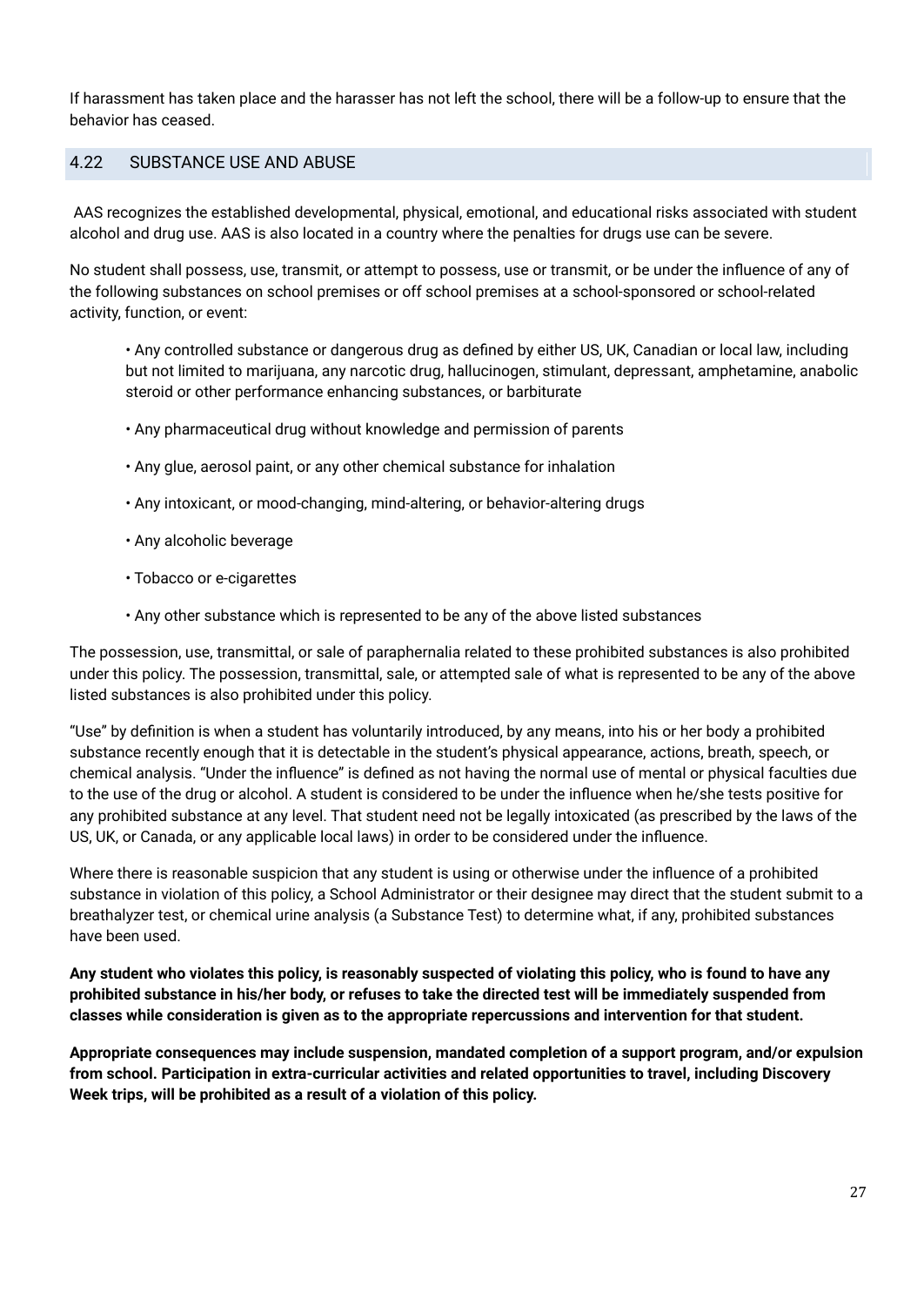If harassment has taken place and the harasser has not left the school, there will be a follow-up to ensure that the behavior has ceased.

## 4.22 SUBSTANCE USE AND ABUSE

AAS recognizes the established developmental, physical, emotional, and educational risks associated with student alcohol and drug use. AAS is also located in a country where the penalties for drugs use can be severe.

No student shall possess, use, transmit, or attempt to possess, use or transmit, or be under the influence of any of the following substances on school premises or off school premises at a school-sponsored or school-related activity, function, or event:

- Any controlled substance or dangerous drug as defined by either US, UK, Canadian or local law, including but not limited to marijuana, any narcotic drug, hallucinogen, stimulant, depressant, amphetamine, anabolic steroid or other performance enhancing substances, or barbiturate
- Any pharmaceutical drug without knowledge and permission of parents
- Any glue, aerosol paint, or any other chemical substance for inhalation
- Any intoxicant, or mood-changing, mind-altering, or behavior-altering drugs
- Any alcoholic beverage
- Tobacco or e-cigarettes
- Any other substance which is represented to be any of the above listed substances

The possession, use, transmittal, or sale of paraphernalia related to these prohibited substances is also prohibited under this policy. The possession, transmittal, sale, or attempted sale of what is represented to be any of the above listed substances is also prohibited under this policy.

"Use" by definition is when a student has voluntarily introduced, by any means, into his or her body a prohibited substance recently enough that it is detectable in the student's physical appearance, actions, breath, speech, or chemical analysis. "Under the influence" is defined as not having the normal use of mental or physical faculties due to the use of the drug or alcohol. A student is considered to be under the influence when he/she tests positive for any prohibited substance at any level. That student need not be legally intoxicated (as prescribed by the laws of the US, UK, or Canada, or any applicable local laws) in order to be considered under the influence.

Where there is reasonable suspicion that any student is using or otherwise under the influence of a prohibited substance in violation of this policy, a School Administrator or their designee may direct that the student submit to a breathalyzer test, or chemical urine analysis (a Substance Test) to determine what, if any, prohibited substances have been used.

**Any student who violates this policy, is reasonably suspected of violating this policy, who is found to have any prohibited substance in his/her body, or refuses to take the directed test will be immediately suspended from classes while consideration is given as to the appropriate repercussions and intervention for that student.**

**Appropriate consequences may include suspension, mandated completion of a support program, and/or expulsion from school. Participation in extra-curricular activities and related opportunities to travel, including Discovery Week trips, will be prohibited as a result of a violation of this policy.**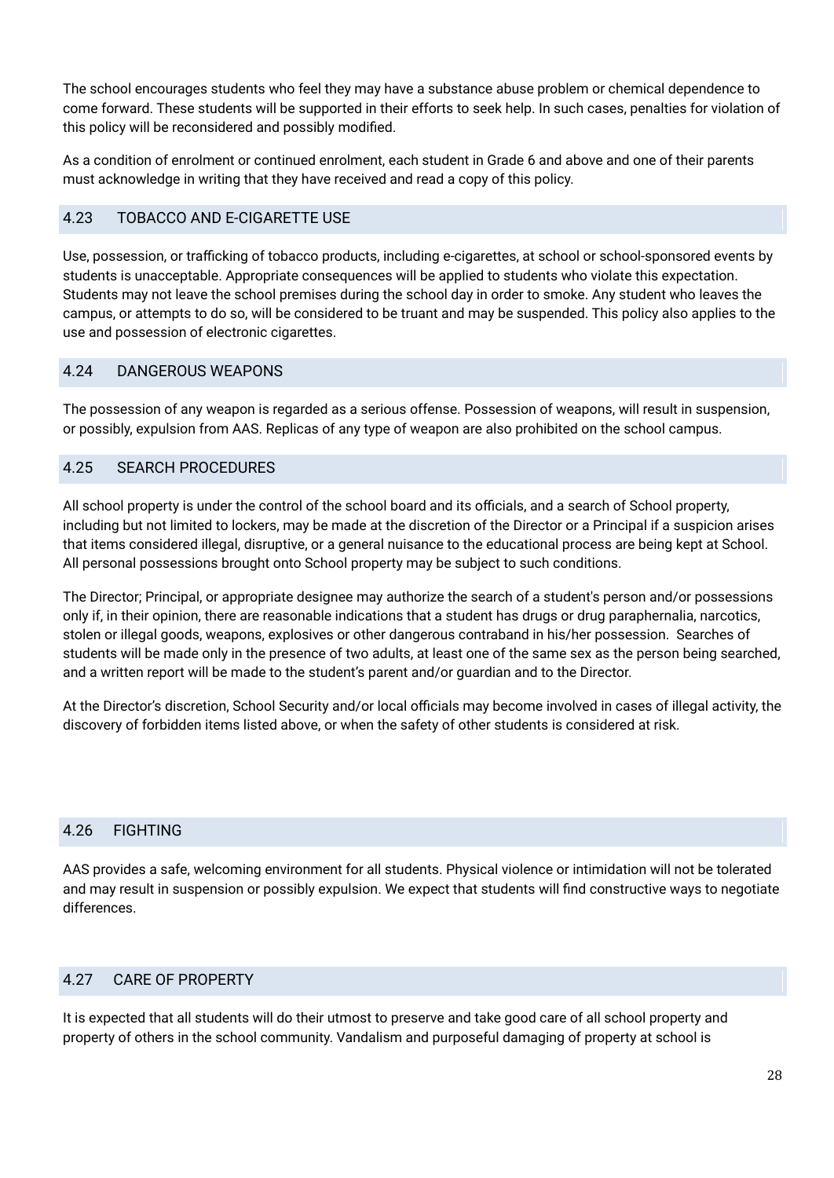The school encourages students who feel they may have a substance abuse problem or chemical dependence to come forward. These students will be supported in their efforts to seek help. In such cases, penalties for violation of this policy will be reconsidered and possibly modified.

As a condition of enrolment or continued enrolment, each student in Grade 6 and above and one of their parents must acknowledge in writing that they have received and read a copy of this policy.

## 4.23 TOBACCO AND E-CIGARETTE USE

Use, possession, or trafficking of tobacco products, including e-cigarettes, at school or school-sponsored events by students is unacceptable. Appropriate consequences will be applied to students who violate this expectation. Students may not leave the school premises during the school day in order to smoke. Any student who leaves the campus, or attempts to do so, will be considered to be truant and may be suspended. This policy also applies to the use and possession of electronic cigarettes.

## 4.24 DANGEROUS WEAPONS

The possession of any weapon is regarded as a serious offense. Possession of weapons, will result in suspension, or possibly, expulsion from AAS. Replicas of any type of weapon are also prohibited on the school campus.

## 4.25 SEARCH PROCEDURES

All school property is under the control of the school board and its officials, and a search of School property, including but not limited to lockers, may be made at the discretion of the Director or a Principal if a suspicion arises that items considered illegal, disruptive, or a general nuisance to the educational process are being kept at School. All personal possessions brought onto School property may be subject to such conditions.

The Director; Principal, or appropriate designee may authorize the search of a student's person and/or possessions only if, in their opinion, there are reasonable indications that a student has drugs or drug paraphernalia, narcotics, stolen or illegal goods, weapons, explosives or other dangerous contraband in his/her possession. Searches of students will be made only in the presence of two adults, at least one of the same sex as the person being searched, and a written report will be made to the student's parent and/or guardian and to the Director.

At the Director's discretion, School Security and/or local officials may become involved in cases of illegal activity, the discovery of forbidden items listed above, or when the safety of other students is considered at risk.

## 4.26 FIGHTING

AAS provides a safe, welcoming environment for all students. Physical violence or intimidation will not be tolerated and may result in suspension or possibly expulsion. We expect that students will find constructive ways to negotiate differences.

## 4.27 CARE OF PROPERTY

It is expected that all students will do their utmost to preserve and take good care of all school property and property of others in the school community. Vandalism and purposeful damaging of property at school is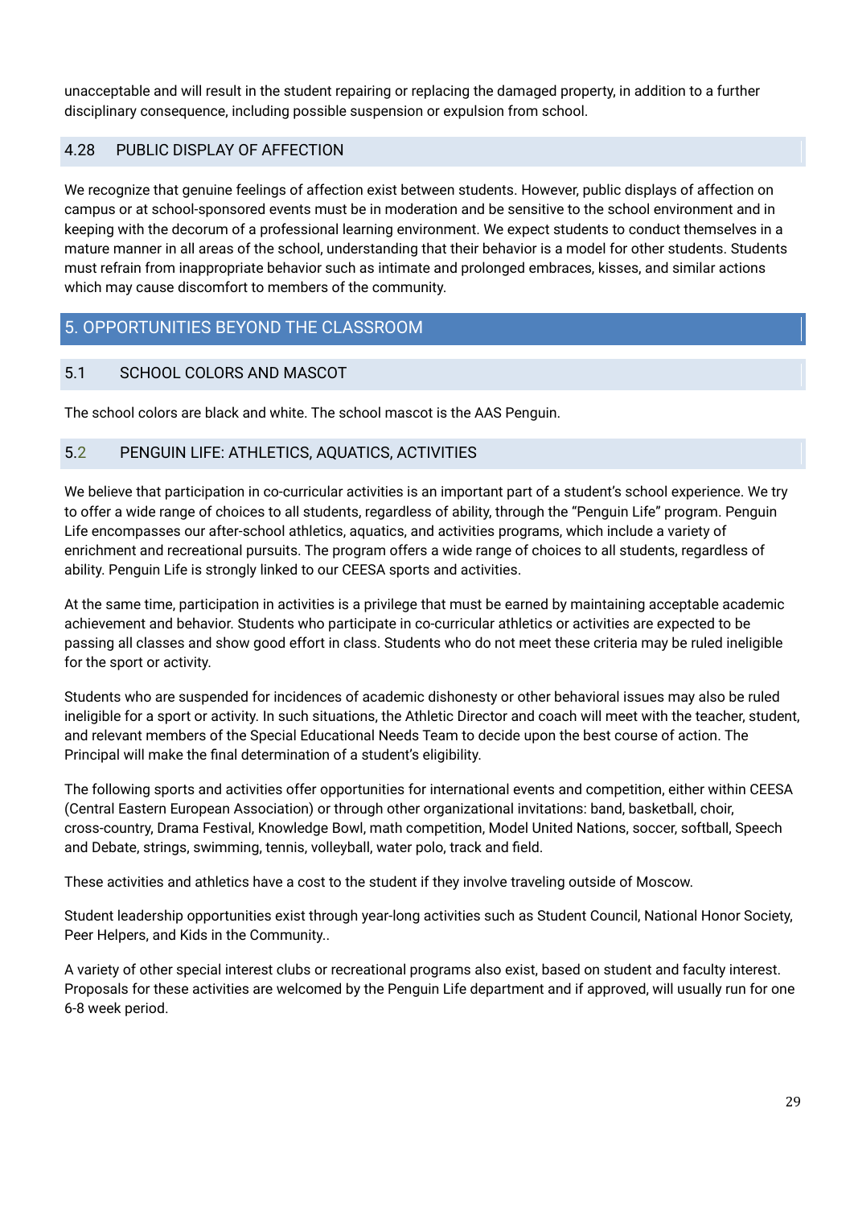unacceptable and will result in the student repairing or replacing the damaged property, in addition to a further disciplinary consequence, including possible suspension or expulsion from school.

### 4.28 PUBLIC DISPLAY OF AFFECTION

We recognize that genuine feelings of affection exist between students. However, public displays of affection on campus or at school-sponsored events must be in moderation and be sensitive to the school environment and in keeping with the decorum of a professional learning environment. We expect students to conduct themselves in a mature manner in all areas of the school, understanding that their behavior is a model for other students. Students must refrain from inappropriate behavior such as intimate and prolonged embraces, kisses, and similar actions which may cause discomfort to members of the community.

## 5. OPPORTUNITIES BEYOND THE CLASSROOM

### 5.1 SCHOOL COLORS AND MASCOT

The school colors are black and white. The school mascot is the AAS Penguin.

### 5.2 PENGUIN LIFE: ATHLETICS, AQUATICS, ACTIVITIES

We believe that participation in co-curricular activities is an important part of a student's school experience. We try to offer a wide range of choices to all students, regardless of ability, through the "Penguin Life" program. Penguin Life encompasses our after-school athletics, aquatics, and activities programs, which include a variety of enrichment and recreational pursuits. The program offers a wide range of choices to all students, regardless of ability. Penguin Life is strongly linked to our CEESA sports and activities.

At the same time, participation in activities is a privilege that must be earned by maintaining acceptable academic achievement and behavior. Students who participate in co-curricular athletics or activities are expected to be passing all classes and show good effort in class. Students who do not meet these criteria may be ruled ineligible for the sport or activity.

Students who are suspended for incidences of academic dishonesty or other behavioral issues may also be ruled ineligible for a sport or activity. In such situations, the Athletic Director and coach will meet with the teacher, student, and relevant members of the Special Educational Needs Team to decide upon the best course of action. The Principal will make the final determination of a student's eligibility.

The following sports and activities offer opportunities for international events and competition, either within CEESA (Central Eastern European Association) or through other organizational invitations: band, basketball, choir, cross-country, Drama Festival, Knowledge Bowl, math competition, Model United Nations, soccer, softball, Speech and Debate, strings, swimming, tennis, volleyball, water polo, track and field.

These activities and athletics have a cost to the student if they involve traveling outside of Moscow.

Student leadership opportunities exist through year-long activities such as Student Council, National Honor Society, Peer Helpers, and Kids in the Community..

A variety of other special interest clubs or recreational programs also exist, based on student and faculty interest. Proposals for these activities are welcomed by the Penguin Life department and if approved, will usually run for one 6-8 week period.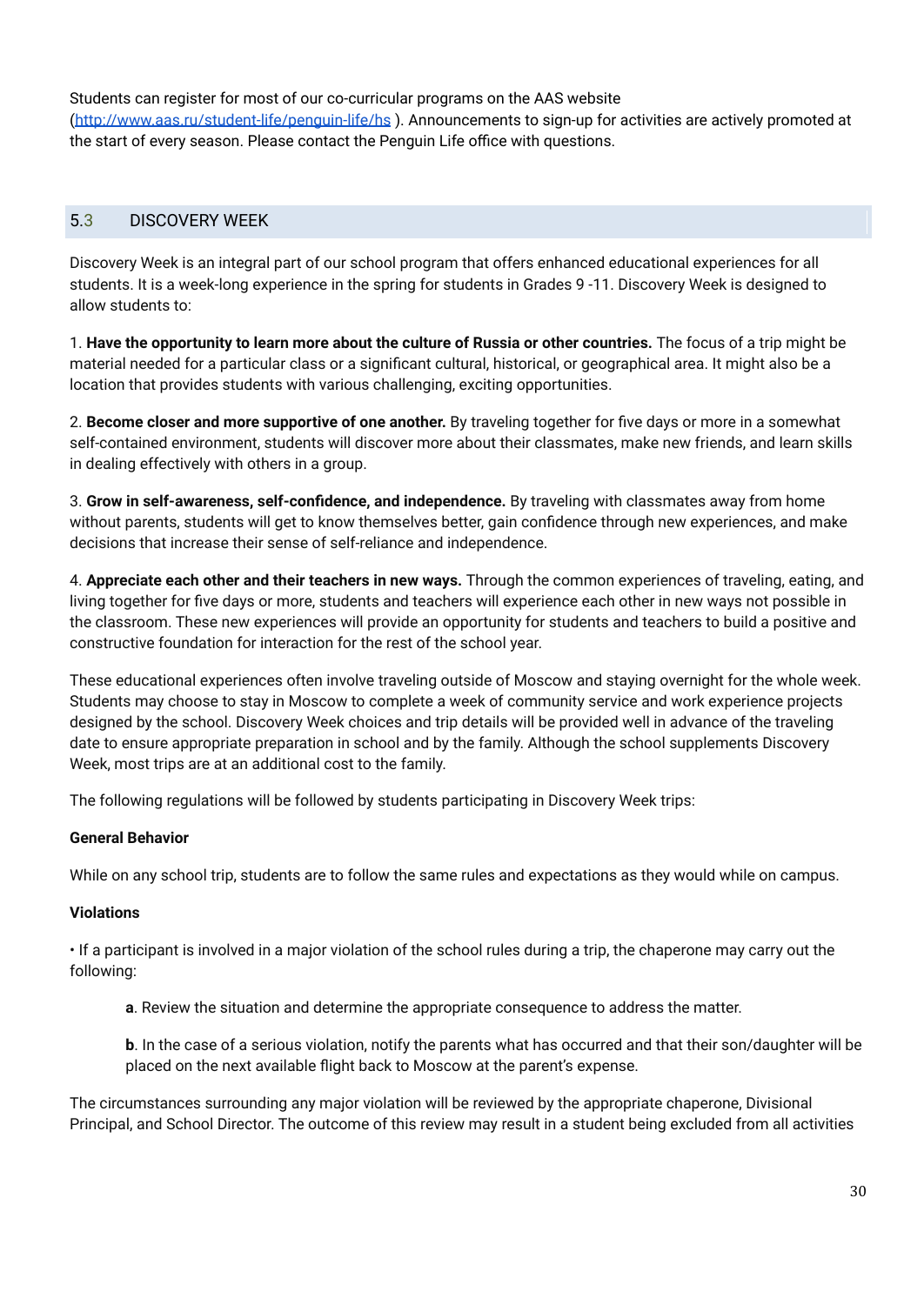Students can register for most of our co-curricular programs on the AAS website (http://www.aas.ru/student-life/penguin-life/hs ). Announcements to sign-up for activities are actively promoted at the start of every season. Please contact the Penguin Life office with questions.

## 5.3 DISCOVERY WEEK

Discovery Week is an integral part of our school program that offers enhanced educational experiences for all students. It is a week-long experience in the spring for students in Grades 9 -11. Discovery Week is designed to allow students to:

1. **Have the opportunity to learn more about the culture of Russia or other countries.** The focus of a trip might be material needed for a particular class or a significant cultural, historical, or geographical area. It might also be a location that provides students with various challenging, exciting opportunities.

2. **Become closer and more supportive of one another.** By traveling together for five days or more in a somewhat self-contained environment, students will discover more about their classmates, make new friends, and learn skills in dealing effectively with others in a group.

3. **Grow in self-awareness, self-confidence, and independence.** By traveling with classmates away from home without parents, students will get to know themselves better, gain confidence through new experiences, and make decisions that increase their sense of self-reliance and independence.

4. **Appreciate each other and their teachers in new ways.** Through the common experiences of traveling, eating, and living together for five days or more, students and teachers will experience each other in new ways not possible in the classroom. These new experiences will provide an opportunity for students and teachers to build a positive and constructive foundation for interaction for the rest of the school year.

These educational experiences often involve traveling outside of Moscow and staying overnight for the whole week. Students may choose to stay in Moscow to complete a week of community service and work experience projects designed by the school. Discovery Week choices and trip details will be provided well in advance of the traveling date to ensure appropriate preparation in school and by the family. Although the school supplements Discovery Week, most trips are at an additional cost to the family.

The following regulations will be followed by students participating in Discovery Week trips:

**General Behavior**

While on any school trip, students are to follow the same rules and expectations as they would while on campus.

**Violations**

• If a participant is involved in a major violation of the school rules during a trip, the chaperone may carry out the following:

> **a**. Review the situation and determine the appropriate consequence to address the matter.
>
> **b**. In the case of a serious violation, notify the parents what has occurred and that their son/daughter will be placed on the next available flight back to Moscow at the parent's expense.

The circumstances surrounding any major violation will be reviewed by the appropriate chaperone, Divisional Principal, and School Director. The outcome of this review may result in a student being excluded from all activities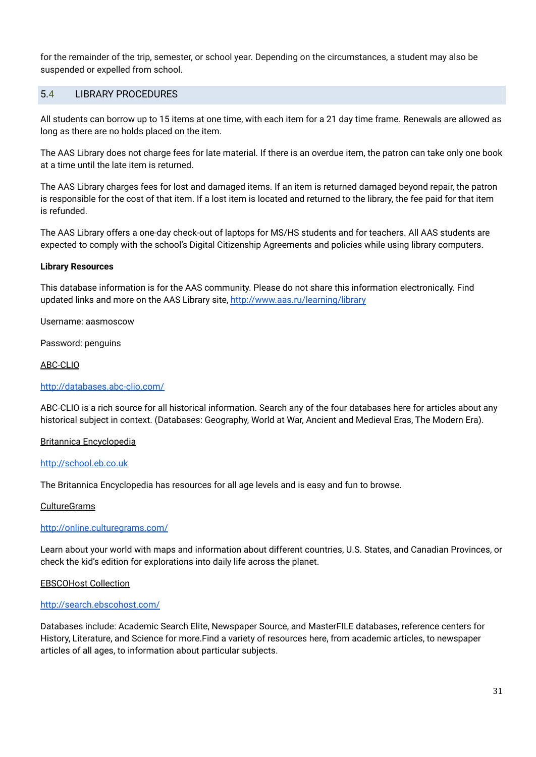for the remainder of the trip, semester, or school year. Depending on the circumstances, a student may also be suspended or expelled from school.

## 5.4 LIBRARY PROCEDURES

All students can borrow up to 15 items at one time, with each item for a 21 day time frame. Renewals are allowed as long as there are no holds placed on the item.

The AAS Library does not charge fees for late material. If there is an overdue item, the patron can take only one book at a time until the late item is returned.

The AAS Library charges fees for lost and damaged items. If an item is returned damaged beyond repair, the patron is responsible for the cost of that item. If a lost item is located and returned to the library, the fee paid for that item is refunded.

The AAS Library offers a one-day check-out of laptops for MS/HS students and for teachers. All AAS students are expected to comply with the school's Digital Citizenship Agreements and policies while using library computers.

**Library Resources**

This database information is for the AAS community. Please do not share this information electronically. Find updated links and more on the AAS Library site, [http://www.aas.ru/learning/library](http://www.aas.ru/learning/library)

Username: aasmoscow

Password: penguins

ABC-CLIO

[http://databases.abc-clio.com/](http://databases.abc-clio.com/)

ABC-CLIO is a rich source for all historical information. Search any of the four databases here for articles about any historical subject in context. (Databases: Geography, World at War, Ancient and Medieval Eras, The Modern Era).

Britannica Encyclopedia

[http://school.eb.co.uk](http://school.eb.co.uk)

The Britannica Encyclopedia has resources for all age levels and is easy and fun to browse.

CultureGrams

[http://online.culturegrams.com/](http://online.culturegrams.com/)

Learn about your world with maps and information about different countries, U.S. States, and Canadian Provinces, or check the kid's edition for explorations into daily life across the planet.

EBSCOHost Collection

[http://search.ebscohost.com/](http://search.ebscohost.com/)

Databases include: Academic Search Elite, Newspaper Source, and MasterFILE databases, reference centers for History, Literature, and Science for more.Find a variety of resources here, from academic articles, to newspaper articles of all ages, to information about particular subjects.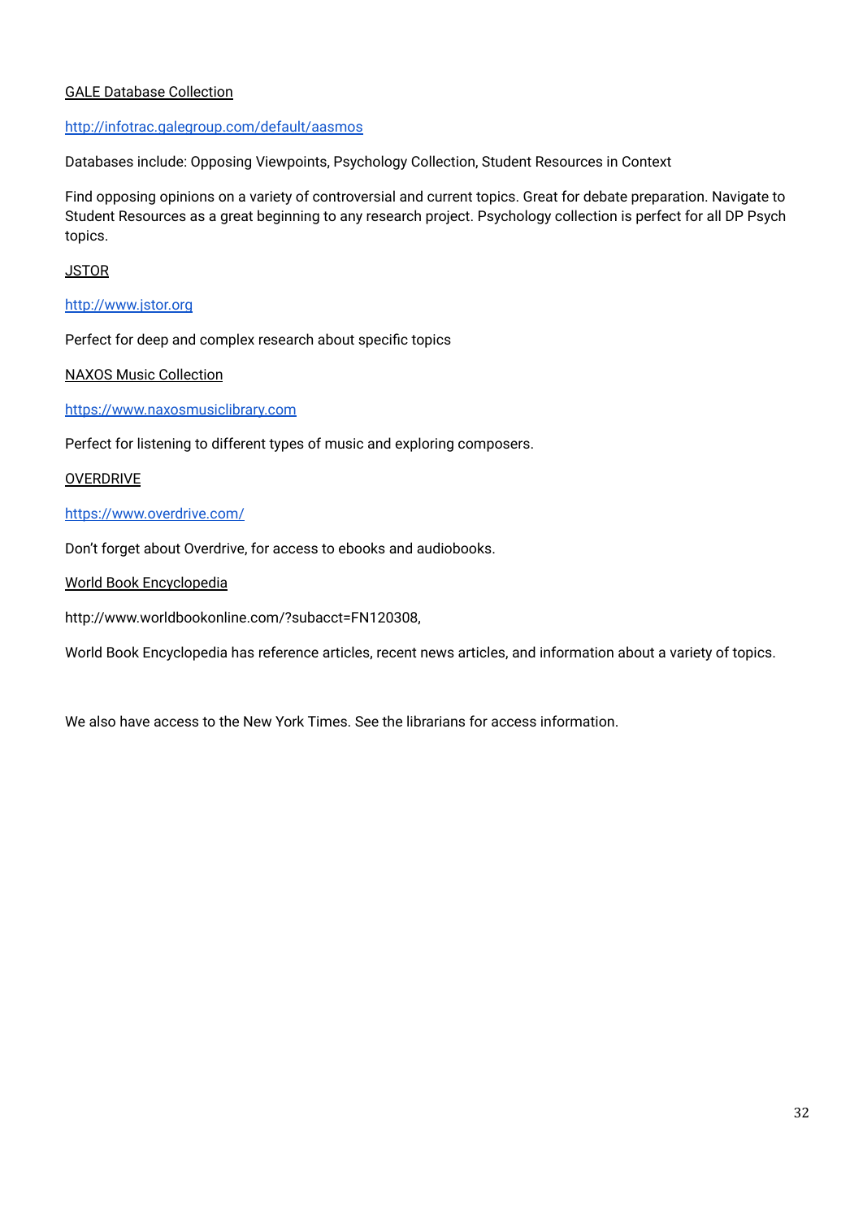GALE Database Collection

http://infotrac.galegroup.com/default/aasmos

Databases include: Opposing Viewpoints, Psychology Collection, Student Resources in Context

Find opposing opinions on a variety of controversial and current topics. Great for debate preparation. Navigate to Student Resources as a great beginning to any research project. Psychology collection is perfect for all DP Psych topics.

JSTOR

http://www.jstor.org

Perfect for deep and complex research about specific topics

NAXOS Music Collection

https://www.naxosmusiclibrary.com

Perfect for listening to different types of music and exploring composers.

OVERDRIVE

https://www.overdrive.com/

Don't forget about Overdrive, for access to ebooks and audiobooks.

World Book Encyclopedia

http://www.worldbookonline.com/?subacct=FN120308,

World Book Encyclopedia has reference articles, recent news articles, and information about a variety of topics.

We also have access to the New York Times. See the librarians for access information.